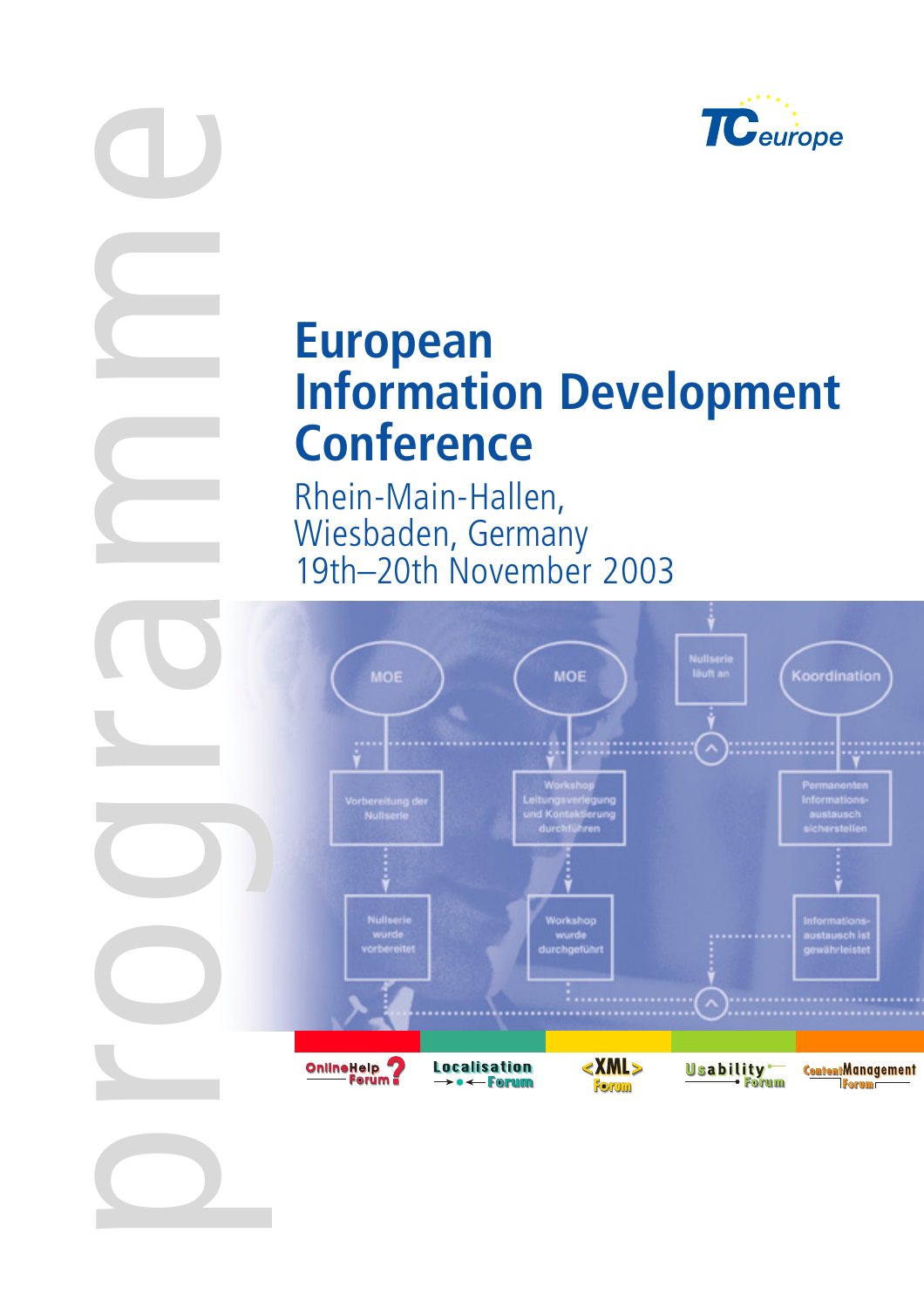programme

TCeurope

# European Information Development Conference

Rhein-Main-Hallen,
Wiesbaden, Germany
19th–20th November 2003

OnlineHelp Forum | Localisation Forum | <XML> Forum | Usability Forum | ContentManagement Forum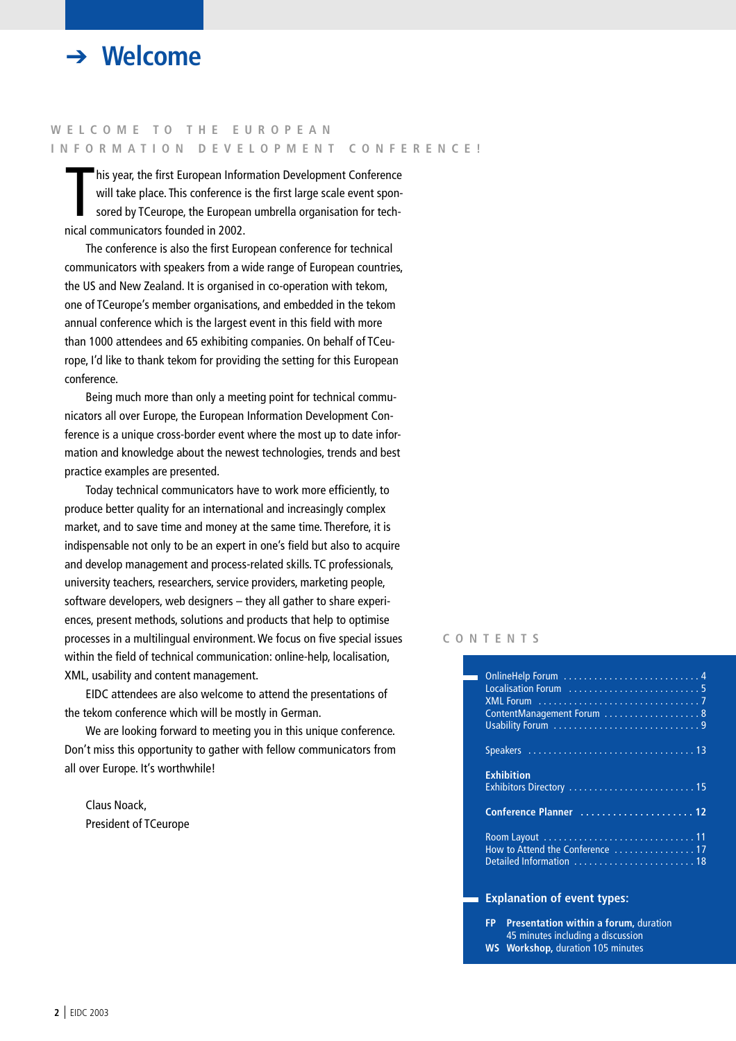# ➔ Welcome

## WELCOME TO THE EUROPEAN INFORMATION DEVELOPMENT CONFERENCE!

This year, the first European Information Development Conference will take place. This conference is the first large scale event sponsored by TCeurope, the European umbrella organisation for technical communicators founded in 2002.

The conference is also the first European conference for technical communicators with speakers from a wide range of European countries, the US and New Zealand. It is organised in co-operation with tekom, one of TCeurope's member organisations, and embedded in the tekom annual conference which is the largest event in this field with more than 1000 attendees and 65 exhibiting companies. On behalf of TCeurope, I'd like to thank tekom for providing the setting for this European conference.

Being much more than only a meeting point for technical communicators all over Europe, the European Information Development Conference is a unique cross-border event where the most up to date information and knowledge about the newest technologies, trends and best practice examples are presented.

Today technical communicators have to work more efficiently, to produce better quality for an international and increasingly complex market, and to save time and money at the same time. Therefore, it is indispensable not only to be an expert in one's field but also to acquire and develop management and process-related skills. TC professionals, university teachers, researchers, service providers, marketing people, software developers, web designers – they all gather to share experiences, present methods, solutions and products that help to optimise processes in a multilingual environment. We focus on five special issues within the field of technical communication: online-help, localisation, XML, usability and content management.

EIDC attendees are also welcome to attend the presentations of the tekom conference which will be mostly in German.

We are looking forward to meeting you in this unique conference. Don't miss this opportunity to gather with fellow communicators from all over Europe. It's worthwhile!

Claus Noack,
President of TCeurope

## CONTENTS

OnlineHelp Forum . . . . . . . . . . . . . . . . . . . . . . . . . . 4
Localisation Forum . . . . . . . . . . . . . . . . . . . . . . . . . 5
XML Forum . . . . . . . . . . . . . . . . . . . . . . . . . . . . . . . 7
ContentManagement Forum . . . . . . . . . . . . . . . . . . 8
Usability Forum . . . . . . . . . . . . . . . . . . . . . . . . . . . . 9

Speakers . . . . . . . . . . . . . . . . . . . . . . . . . . . . . . . . 13

**Exhibition**
Exhibitors Directory . . . . . . . . . . . . . . . . . . . . . . . . 15

**Conference Planner . . . . . . . . . . . . . . . . . . . . . 12**

Room Layout . . . . . . . . . . . . . . . . . . . . . . . . . . . . . 11
How to Attend the Conference . . . . . . . . . . . . . . . . 17
Detailed Information . . . . . . . . . . . . . . . . . . . . . . . 18

**Explanation of event types:**

**FP Presentation within a forum,** duration 45 minutes including a discussion
**WS Workshop,** duration 105 minutes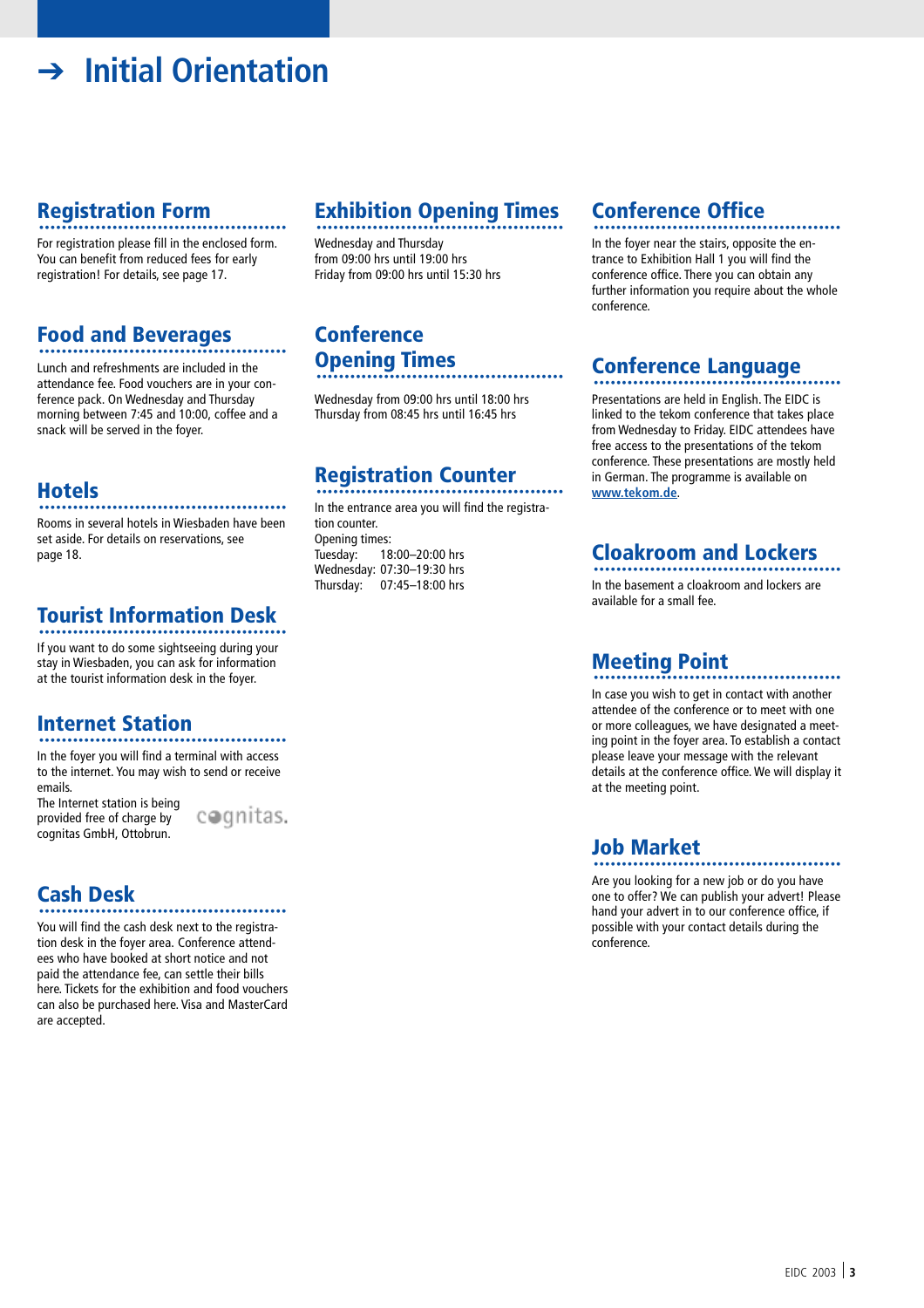# ➔ Initial Orientation

## Registration Form

For registration please fill in the enclosed form. You can benefit from reduced fees for early registration! For details, see page 17.

## Food and Beverages

Lunch and refreshments are included in the attendance fee. Food vouchers are in your conference pack. On Wednesday and Thursday morning between 7:45 and 10:00, coffee and a snack will be served in the foyer.

## Hotels

Rooms in several hotels in Wiesbaden have been set aside. For details on reservations, see page 18.

## Tourist Information Desk

If you want to do some sightseeing during your stay in Wiesbaden, you can ask for information at the tourist information desk in the foyer.

## Internet Station

In the foyer you will find a terminal with access to the internet. You may wish to send or receive emails.
The Internet station is being provided free of charge by cognitas GmbH, Ottobrun.

cognitas.

## Cash Desk

You will find the cash desk next to the registration desk in the foyer area. Conference attendees who have booked at short notice and not paid the attendance fee, can settle their bills here. Tickets for the exhibition and food vouchers can also be purchased here. Visa and MasterCard are accepted.

## Exhibition Opening Times

Wednesday and Thursday
from 09:00 hrs until 19:00 hrs
Friday from 09:00 hrs until 15:30 hrs

## Conference Opening Times

Wednesday from 09:00 hrs until 18:00 hrs
Thursday from 08:45 hrs until 16:45 hrs

## Registration Counter

In the entrance area you will find the registration counter.
Opening times:
Tuesday: 18:00–20:00 hrs
Wednesday: 07:30–19:30 hrs
Thursday: 07:45–18:00 hrs

## Conference Office

In the foyer near the stairs, opposite the entrance to Exhibition Hall 1 you will find the conference office. There you can obtain any further information you require about the whole conference.

## Conference Language

Presentations are held in English. The EIDC is linked to the tekom conference that takes place from Wednesday to Friday. EIDC attendees have free access to the presentations of the tekom conference. These presentations are mostly held in German. The programme is available on www.tekom.de.

## Cloakroom and Lockers

In the basement a cloakroom and lockers are available for a small fee.

## Meeting Point

In case you wish to get in contact with another attendee of the conference or to meet with one or more colleagues, we have designated a meeting point in the foyer area. To establish a contact please leave your message with the relevant details at the conference office. We will display it at the meeting point.

## Job Market

Are you looking for a new job or do you have one to offer? We can publish your advert! Please hand your advert in to our conference office, if possible with your contact details during the conference.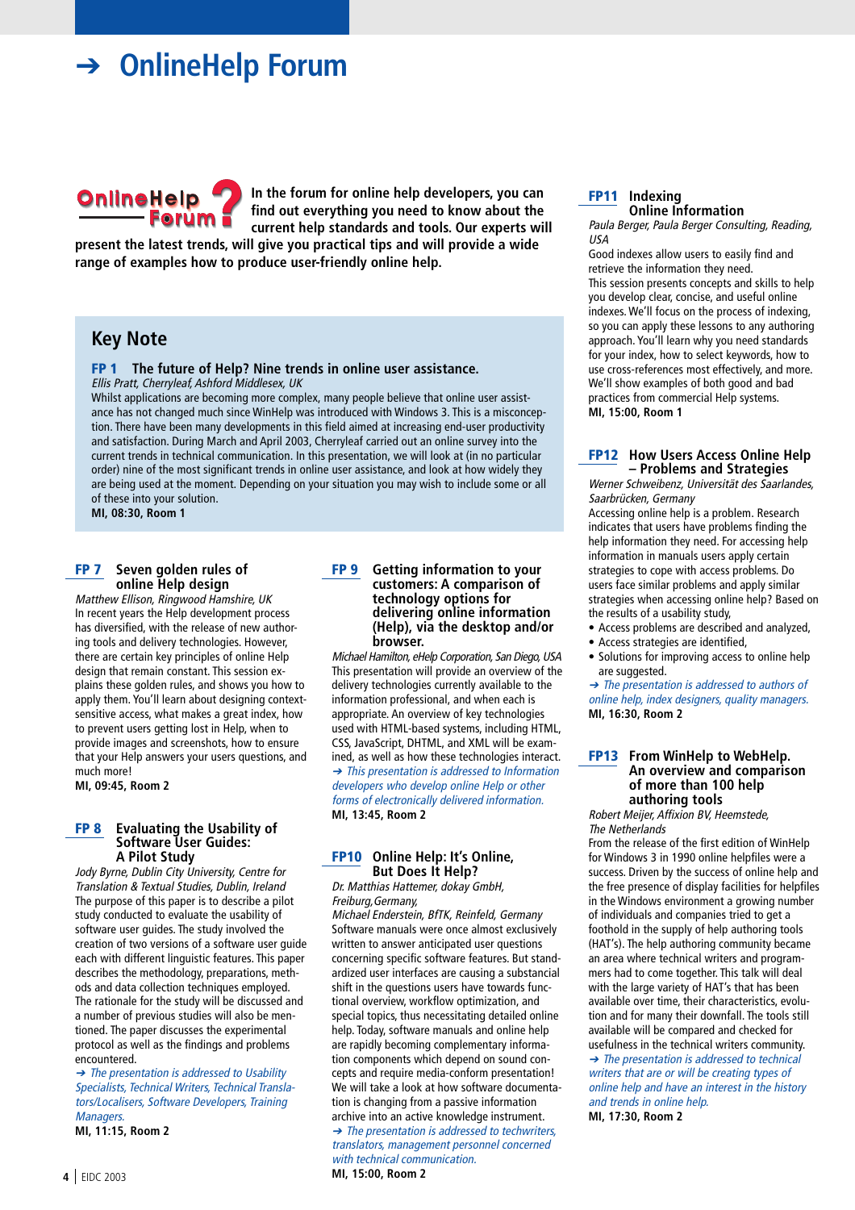# ➔ OnlineHelp Forum

**In the forum for online help developers, you can find out everything you need to know about the current help standards and tools. Our experts will present the latest trends, will give you practical tips and will provide a wide range of examples how to produce user-friendly online help.**

## Key Note

### FP 1 The future of Help? Nine trends in online user assistance.

*Ellis Pratt, Cherryleaf, Ashford Middlesex, UK*

Whilst applications are becoming more complex, many people believe that online user assistance has not changed much since WinHelp was introduced with Windows 3. This is a misconception. There have been many developments in this field aimed at increasing end-user productivity and satisfaction. During March and April 2003, Cherryleaf carried out an online survey into the current trends in technical communication. In this presentation, we will look at (in no particular order) nine of the most significant trends in online user assistance, and look at how widely they are being used at the moment. Depending on your situation you may wish to include some or all of these into your solution.

**MI, 08:30, Room 1**

### FP 7 Seven golden rules of online Help design

*Matthew Ellison, Ringwood Hamshire, UK*

In recent years the Help development process has diversified, with the release of new authoring tools and delivery technologies. However, there are certain key principles of online Help design that remain constant. This session explains these golden rules, and shows you how to apply them. You'll learn about designing context-sensitive access, what makes a great index, how to prevent users getting lost in Help, how to provide images and screenshots, how to ensure that your Help answers your users questions, and much more!

**MI, 09:45, Room 2**

### FP 8 Evaluating the Usability of Software User Guides: A Pilot Study

*Jody Byrne, Dublin City University, Centre for Translation & Textual Studies, Dublin, Ireland*

The purpose of this paper is to describe a pilot study conducted to evaluate the usability of software user guides. The study involved the creation of two versions of a software user guide each with different linguistic features. This paper describes the methodology, preparations, methods and data collection techniques employed. The rationale for the study will be discussed and a number of previous studies will also be mentioned. The paper discusses the experimental protocol as well as the findings and problems encountered.

*➔ The presentation is addressed to Usability Specialists, Technical Writers, Technical Translators/Localisers, Software Developers, Training Managers.*

**MI, 11:15, Room 2**

### FP 9 Getting information to your customers: A comparison of technology options for delivering online information (Help), via the desktop and/or browser.

*Michael Hamilton, eHelp Corporation, San Diego, USA*

This presentation will provide an overview of the delivery technologies currently available to the information professional, and when each is appropriate. An overview of key technologies used with HTML-based systems, including HTML, CSS, JavaScript, DHTML, and XML will be examined, as well as how these technologies interact.

*➔ This presentation is addressed to Information developers who develop online Help or other forms of electronically delivered information.*

**MI, 13:45, Room 2**

### FP10 Online Help: It's Online, But Does It Help?

*Dr. Matthias Hattemer, dokay GmbH, Freiburg,Germany,*
*Michael Enderstein, BfTK, Reinfeld, Germany*

Software manuals were once almost exclusively written to answer anticipated user questions concerning specific software features. But standardized user interfaces are causing a substancial shift in the questions users have towards functional overview, workflow optimization, and special topics, thus necessitating detailed online help. Today, software manuals and online help are rapidly becoming complementary information components which depend on sound concepts and require media-conform presentation! We will take a look at how software documentation is changing from a passive information archive into an active knowledge instrument.

*➔ This presentation is addressed to techwriters, translators, management personnel concerned with technical communication.*

**MI, 15:00, Room 2**

### FP11 Indexing Online Information

*Paula Berger, Paula Berger Consulting, Reading, USA*

Good indexes allow users to easily find and retrieve the information they need.
This session presents concepts and skills to help you develop clear, concise, and useful online indexes. We'll focus on the process of indexing, so you can apply these lessons to any authoring approach. You'll learn why you need standards for your index, how to select keywords, how to use cross-references most effectively, and more. We'll show examples of both good and bad practices from commercial Help systems.

**MI, 15:00, Room 1**

### FP12 How Users Access Online Help – Problems and Strategies

*Werner Schweibenz, Universität des Saarlandes, Saarbrücken, Germany*

Accessing online help is a problem. Research indicates that users have problems finding the help information they need. For accessing help information in manuals users apply certain strategies to cope with access problems. Do users face similar problems and apply similar strategies when accessing online help? Based on the results of a usability study,

- Access problems are described and analyzed,
- Access strategies are identified,
- Solutions for improving access to online help are suggested.

*➔ The presentation is addressed to authors of online help, index designers, quality managers.*

**MI, 16:30, Room 2**

### FP13 From WinHelp to WebHelp. An overview and comparison of more than 100 help authoring tools

*Robert Meijer, Affixion BV, Heemstede, The Netherlands*

From the release of the first edition of WinHelp for Windows 3 in 1990 online helpfiles were a success. Driven by the success of online help and the free presence of display facilities for helpfiles in the Windows environment a growing number of individuals and companies tried to get a foothold in the supply of help authoring tools (HAT's). The help authoring community became an area where technical writers and programmers had to come together. This talk will deal with the large variety of HAT's that has been available over time, their characteristics, evolution and for many their downfall. The tools still available will be compared and checked for usefulness in the technical writers community.

*➔ The presentation is addressed to technical writers that are or will be creating types of online help and have an interest in the history and trends in online help.*

**MI, 17:30, Room 2**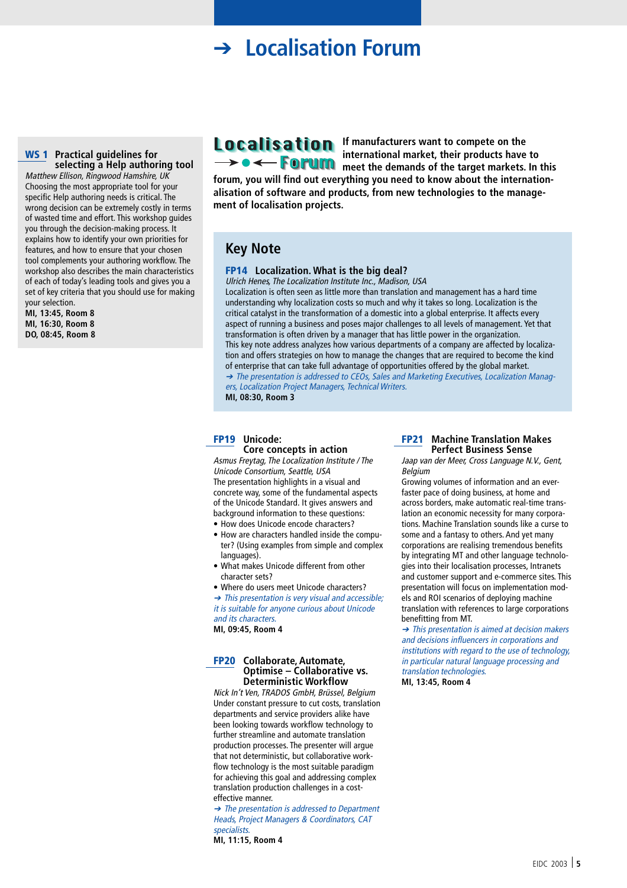# ➔ Localisation Forum

## WS 1 Practical guidelines for selecting a Help authoring tool

*Matthew Ellison, Ringwood Hamshire, UK*

Choosing the most appropriate tool for your specific Help authoring needs is critical. The wrong decision can be extremely costly in terms of wasted time and effort. This workshop guides you through the decision-making process. It explains how to identify your own priorities for features, and how to ensure that your chosen tool complements your authoring workflow. The workshop also describes the main characteristics of each of today's leading tools and gives you a set of key criteria that you should use for making your selection.

**MI, 13:45, Room 8**
**MI, 16:30, Room 8**
**DO, 08:45, Room 8**

**Localisation Forum**

**If manufacturers want to compete on the international market, their products have to meet the demands of the target markets. In this forum, you will find out everything you need to know about the internationalisation of software and products, from new technologies to the management of localisation projects.**

## Key Note

### FP14 Localization. What is the big deal?

*Ulrich Henes, The Localization Institute Inc., Madison, USA*

Localization is often seen as little more than translation and management has a hard time understanding why localization costs so much and why it takes so long. Localization is the critical catalyst in the transformation of a domestic into a global enterprise. It affects every aspect of running a business and poses major challenges to all levels of management. Yet that transformation is often driven by a manager that has little power in the organization.
This key note address analyzes how various departments of a company are affected by localization and offers strategies on how to manage the changes that are required to become the kind of enterprise that can take full advantage of opportunities offered by the global market.

*➔ The presentation is addressed to CEOs, Sales and Marketing Executives, Localization Managers, Localization Project Managers, Technical Writers.*

**MI, 08:30, Room 3**

### FP19 Unicode: Core concepts in action

*Asmus Freytag, The Localization Institute / The Unicode Consortium, Seattle, USA*

The presentation highlights in a visual and concrete way, some of the fundamental aspects of the Unicode Standard. It gives answers and background information to these questions:

- How does Unicode encode characters?
- How are characters handled inside the computer? (Using examples from simple and complex languages).
- What makes Unicode different from other character sets?
- Where do users meet Unicode characters?

*➔ This presentation is very visual and accessible; it is suitable for anyone curious about Unicode and its characters.*

**MI, 09:45, Room 4**

### FP20 Collaborate, Automate, Optimise – Collaborative vs. Deterministic Workflow

*Nick In't Ven, TRADOS GmbH, Brüssel, Belgium*

Under constant pressure to cut costs, translation departments and service providers alike have been looking towards workflow technology to further streamline and automate translation production processes. The presenter will argue that not deterministic, but collaborative workflow technology is the most suitable paradigm for achieving this goal and addressing complex translation production challenges in a cost-effective manner.

*➔ The presentation is addressed to Department Heads, Project Managers & Coordinators, CAT specialists.*

**MI, 11:15, Room 4**

### FP21 Machine Translation Makes Perfect Business Sense

*Jaap van der Meer, Cross Language N.V., Gent, Belgium*

Growing volumes of information and an ever-faster pace of doing business, at home and across borders, make automatic real-time translation an economic necessity for many corporations. Machine Translation sounds like a curse to some and a fantasy to others. And yet many corporations are realising tremendous benefits by integrating MT and other language technologies into their localisation processes, Intranets and customer support and e-commerce sites. This presentation will focus on implementation models and ROI scenarios of deploying machine translation with references to large corporations benefitting from MT.

*➔ This presentation is aimed at decision makers and decisions influencers in corporations and institutions with regard to the use of technology, in particular natural language processing and translation technologies.*

**MI, 13:45, Room 4**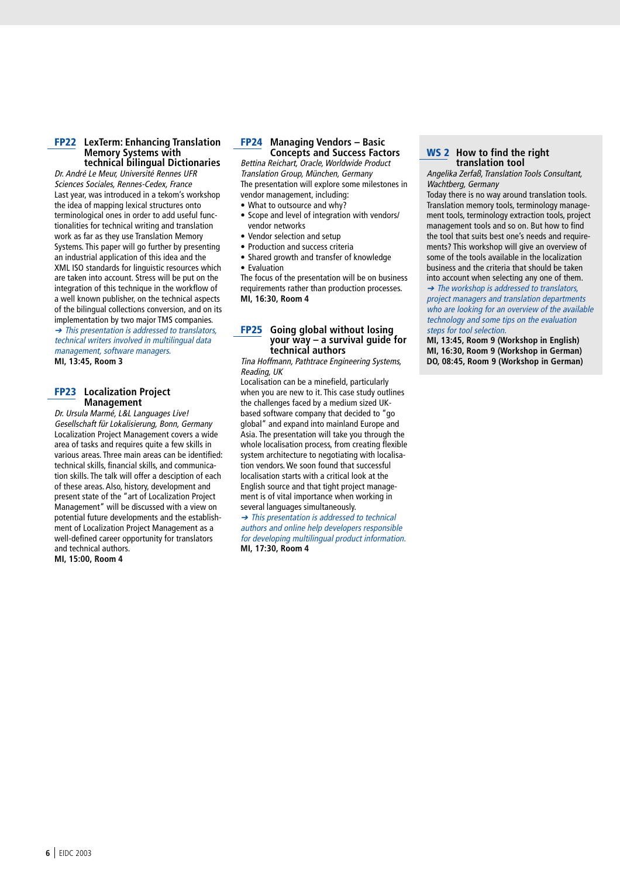## FP22 LexTerm: Enhancing Translation Memory Systems with technical bilingual Dictionaries

*Dr. André Le Meur, Université Rennes UFR Sciences Sociales, Rennes-Cedex, France*

Last year, was introduced in a tekom's workshop the idea of mapping lexical structures onto terminological ones in order to add useful functionalities for technical writing and translation work as far as they use Translation Memory Systems. This paper will go further by presenting an industrial application of this idea and the XML ISO standards for linguistic resources which are taken into account. Stress will be put on the integration of this technique in the workflow of a well known publisher, on the technical aspects of the bilingual collections conversion, and on its implementation by two major TMS companies.

*➔ This presentation is addressed to translators, technical writers involved in multilingual data management, software managers.*

**MI, 13:45, Room 3**

## FP23 Localization Project Management

*Dr. Ursula Marmé, L&L Languages Live! Gesellschaft für Lokalisierung, Bonn, Germany*

Localization Project Management covers a wide area of tasks and requires quite a few skills in various areas. Three main areas can be identified: technical skills, financial skills, and communication skills. The talk will offer a desciption of each of these areas. Also, history, development and present state of the "art of Localization Project Management" will be discussed with a view on potential future developments and the establishment of Localization Project Management as a well-defined career opportunity for translators and technical authors.

**MI, 15:00, Room 4**

## FP24 Managing Vendors – Basic Concepts and Success Factors

*Bettina Reichart, Oracle, Worldwide Product Translation Group, München, Germany*

The presentation will explore some milestones in vendor management, including:

- What to outsource and why?
- Scope and level of integration with vendors/ vendor networks
- Vendor selection and setup
- Production and success criteria
- Shared growth and transfer of knowledge
- Evaluation

The focus of the presentation will be on business requirements rather than production processes.

**MI, 16:30, Room 4**

## FP25 Going global without losing your way – a survival guide for technical authors

*Tina Hoffmann, Pathtrace Engineering Systems, Reading, UK*

Localisation can be a minefield, particularly when you are new to it. This case study outlines the challenges faced by a medium sized UK-based software company that decided to "go global" and expand into mainland Europe and Asia. The presentation will take you through the whole localisation process, from creating flexible system architecture to negotiating with localisation vendors. We soon found that successful localisation starts with a critical look at the English source and that tight project management is of vital importance when working in several languages simultaneously.

*➔ This presentation is addressed to technical authors and online help developers responsible for developing multilingual product information.*

**MI, 17:30, Room 4**

## WS 2 How to find the right translation tool

*Angelika Zerfaß, Translation Tools Consultant, Wachtberg, Germany*

Today there is no way around translation tools. Translation memory tools, terminology management tools, terminology extraction tools, project management tools and so on. But how to find the tool that suits best one's needs and requirements? This workshop will give an overview of some of the tools available in the localization business and the criteria that should be taken into account when selecting any one of them.

*➔ The workshop is addressed to translators, project managers and translation departments who are looking for an overview of the available technology and some tips on the evaluation steps for tool selection.*

**MI, 13:45, Room 9 (Workshop in English)**
**MI, 16:30, Room 9 (Workshop in German)**
**DO, 08:45, Room 9 (Workshop in German)**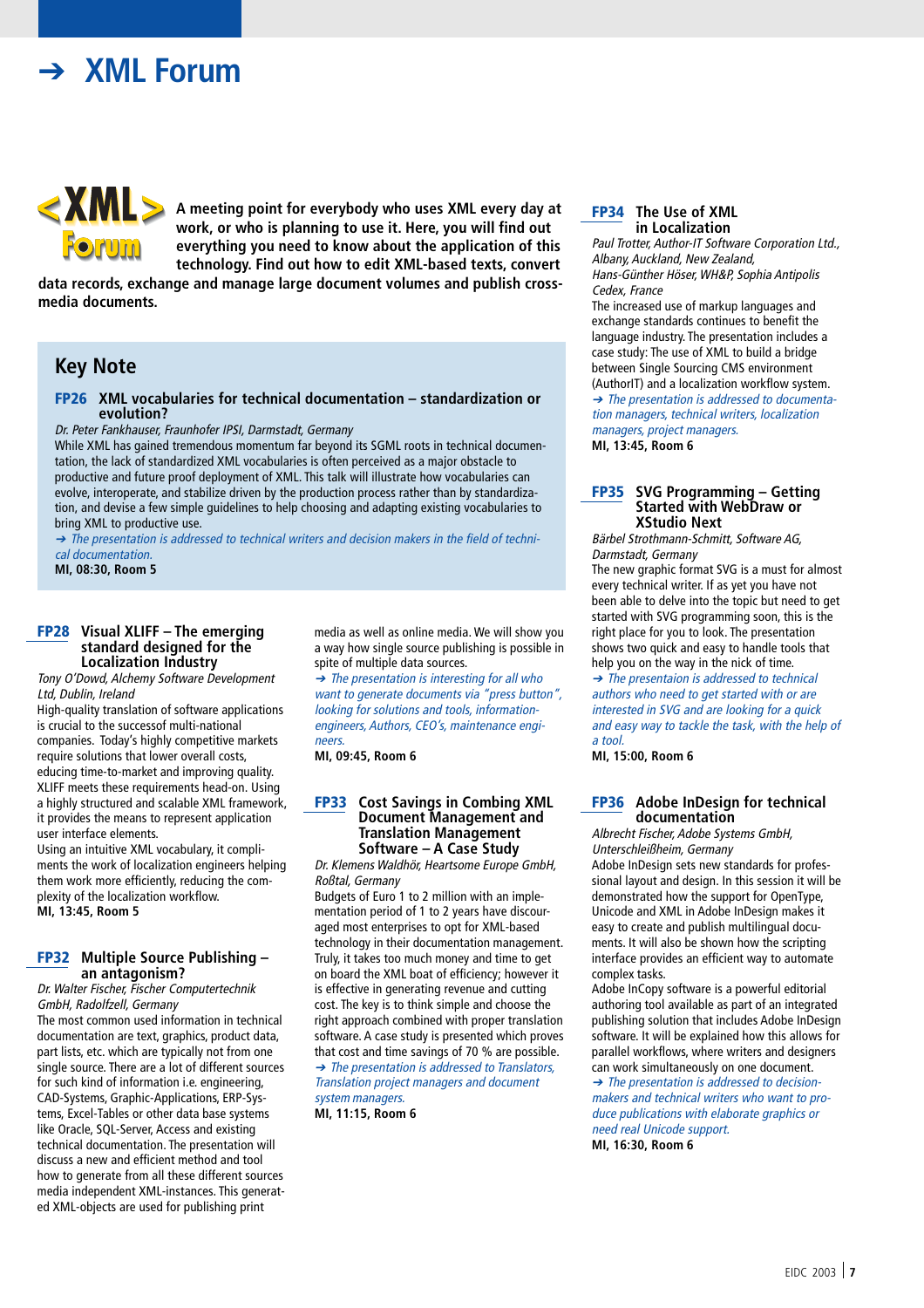# ➔ XML Forum

**A meeting point for everybody who uses XML every day at work, or who is planning to use it. Here, you will find out everything you need to know about the application of this technology. Find out how to edit XML-based texts, convert data records, exchange and manage large document volumes and publish cross-media documents.**

## Key Note

### FP26 XML vocabularies for technical documentation – standardization or evolution?

*Dr. Peter Fankhauser, Fraunhofer IPSI, Darmstadt, Germany*

While XML has gained tremendous momentum far beyond its SGML roots in technical documentation, the lack of standardized XML vocabularies is often perceived as a major obstacle to productive and future proof deployment of XML. This talk will illustrate how vocabularies can evolve, interoperate, and stabilize driven by the production process rather than by standardization, and devise a few simple guidelines to help choosing and adapting existing vocabularies to bring XML to productive use.

*➔ The presentation is addressed to technical writers and decision makers in the field of technical documentation.*

**MI, 08:30, Room 5**

### FP28 Visual XLIFF – The emerging standard designed for the Localization Industry

*Tony O'Dowd, Alchemy Software Development Ltd, Dublin, Ireland*

High-quality translation of software applications is crucial to the successof multi-national companies. Today's highly competitive markets require solutions that lower overall costs, educing time-to-market and improving quality. XLIFF meets these requirements head-on. Using a highly structured and scalable XML framework, it provides the means to represent application user interface elements.

Using an intuitive XML vocabulary, it compliments the work of localization engineers helping them work more efficiently, reducing the complexity of the localization workflow.

**MI, 13:45, Room 5**

### FP32 Multiple Source Publishing – an antagonism?

*Dr. Walter Fischer, Fischer Computertechnik GmbH, Radolfzell, Germany*

The most common used information in technical documentation are text, graphics, product data, part lists, etc. which are typically not from one single source. There are a lot of different sources for such kind of information i.e. engineering, CAD-Systems, Graphic-Applications, ERP-Systems, Excel-Tables or other data base systems like Oracle, SQL-Server, Access and existing technical documentation. The presentation will discuss a new and efficient method and tool how to generate from all these different sources media independent XML-instances. This generated XML-objects are used for publishing print media as well as online media. We will show you a way how single source publishing is possible in spite of multiple data sources.

*➔ The presentation is interesting for all who want to generate documents via "press button", looking for solutions and tools, information-engineers, Authors, CEO's, maintenance engineers.*

**MI, 09:45, Room 6**

### FP33 Cost Savings in Combing XML Document Management and Translation Management Software – A Case Study

*Dr. Klemens Waldhör, Heartsome Europe GmbH, Roßtal, Germany*

Budgets of Euro 1 to 2 million with an implementation period of 1 to 2 years have discouraged most enterprises to opt for XML-based technology in their documentation management. Truly, it takes too much money and time to get on board the XML boat of efficiency; however it is effective in generating revenue and cutting cost. The key is to think simple and choose the right approach combined with proper translation software. A case study is presented which proves that cost and time savings of 70 % are possible.

*➔ The presentation is addressed to Translators, Translation project managers and document system managers.*

**MI, 11:15, Room 6**

### FP34 The Use of XML in Localization

*Paul Trotter, Author-IT Software Corporation Ltd., Albany, Auckland, New Zealand,*
*Hans-Günther Höser, WH&P, Sophia Antipolis Cedex, France*

The increased use of markup languages and exchange standards continues to benefit the language industry. The presentation includes a case study: The use of XML to build a bridge between Single Sourcing CMS environment (AuthorIT) and a localization workflow system.

*➔ The presentation is addressed to documentation managers, technical writers, localization managers, project managers.*

**MI, 13:45, Room 6**

### FP35 SVG Programming – Getting Started with WebDraw or XStudio Next

*Bärbel Strothmann-Schmitt, Software AG, Darmstadt, Germany*

The new graphic format SVG is a must for almost every technical writer. If as yet you have not been able to delve into the topic but need to get started with SVG programming soon, this is the right place for you to look. The presentation shows two quick and easy to handle tools that help you on the way in the nick of time.

*➔ The presentaion is addressed to technical authors who need to get started with or are interested in SVG and are looking for a quick and easy way to tackle the task, with the help of a tool.*

**MI, 15:00, Room 6**

### FP36 Adobe InDesign for technical documentation

*Albrecht Fischer, Adobe Systems GmbH, Unterschleißheim, Germany*

Adobe InDesign sets new standards for professional layout and design. In this session it will be demonstrated how the support for OpenType, Unicode and XML in Adobe InDesign makes it easy to create and publish multilingual documents. It will also be shown how the scripting interface provides an efficient way to automate complex tasks.

Adobe InCopy software is a powerful editorial authoring tool available as part of an integrated publishing solution that includes Adobe InDesign software. It will be explained how this allows for parallel workflows, where writers and designers can work simultaneously on one document.

*➔ The presentation is addressed to decision-makers and technical writers who want to produce publications with elaborate graphics or need real Unicode support.*

**MI, 16:30, Room 6**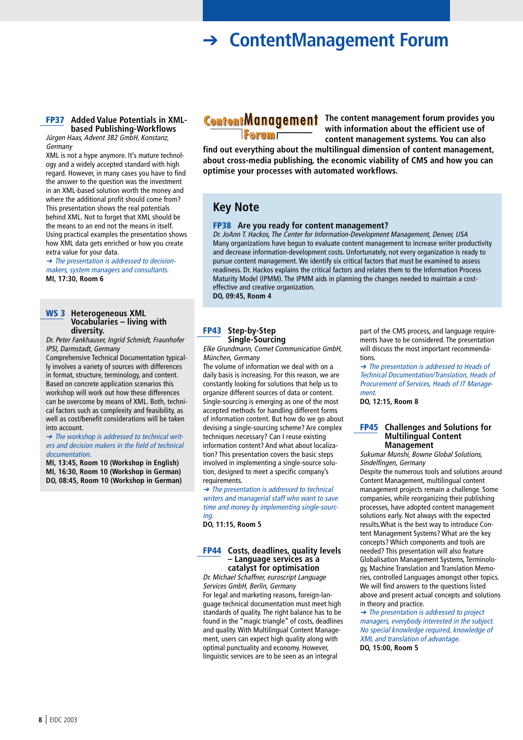# ➔ ContentManagement Forum

### FP37 Added Value Potentials in XML-based Publishing-Workflows

*Jürgen Haas, Advent 3B2 GmbH, Konstanz, Germany*

XML is not a hype anymore. It's mature technology and a widely accepted standard with high regard. However, in many cases you have to find the answer to the question was the investment in an XML-based solution worth the money and where the additional profit should come from? This presentation shows the real potentials behind XML. Not to forget that XML should be the means to an end not the means in itself. Using practical examples the presentation shows how XML data gets enriched or how you create extra value for your data.

*➔ The presentation is addressed to decision-makers, system managers and consultants.*

**MI, 17:30, Room 6**

### WS 3 Heterogeneous XML Vocabularies – living with diversity.

*Dr. Peter Fankhauser, Ingrid Schmidt, Fraunhofer IPSI, Darmstadt, Germany*

Comprehensive Technical Documentation typically involves a variety of sources with differences in format, structure, terminology, and content. Based on concrete application scenarios this workshop will work out how these differences can be overcome by means of XML. Both, technical factors such as complexity and feasibility, as well as cost/benefit considerations will be taken into account.

*➔ The workshop is addressed to technical writers and decision makers in the field of technical documentation.*

**MI, 13:45, Room 10 (Workshop in English)**
**MI, 16:30, Room 10 (Workshop in German)**
**DO, 08:45, Room 10 (Workshop in German)**

**ContentManagement Forum**

**The content management forum provides you with information about the efficient use of content management systems. You can also find out everything about the multilingual dimension of content management, about cross-media publishing, the economic viability of CMS and how you can optimise your processes with automated workflows.**

## Key Note

### FP38 Are you ready for content management?

*Dr. JoAnn T. Hackos, The Center for Information-Development Management, Denver, USA*

Many organizations have begun to evaluate content management to increase writer productivity and decrease information-development costs. Unfortunately, not every organization is ready to pursue content management. We identify six critical factors that must be examined to assess readiness. Dr. Hackos explains the critical factors and relates them to the Information Process Maturity Model (IPMM). The IPMM aids in planning the changes needed to maintain a cost-effective and creative organization.

**DO, 09:45, Room 4**

### FP43 Step-by-Step Single-Sourcing

*Elke Grundmann, Comet Communication GmbH, München, Germany*

The volume of information we deal with on a daily basis is increasing. For this reason, we are constantly looking for solutions that help us to organize different sources of data or content. Single-sourcing is emerging as one of the most accepted methods for handling different forms of information content. But how do we go about devising a single-sourcing scheme? Are complex techniques necessary? Can I reuse existing information content? And what about localization? This presentation covers the basic steps involved in implementing a single-source solution, designed to meet a specific company's requirements.

*➔ The presentation is addressed to technical writers and managerial staff who want to save time and money by implementing single-sourcing.*

**DO, 11:15, Room 5**

### FP44 Costs, deadlines, quality levels – Language services as a catalyst for optimisation

*Dr. Michael Schaffner, euroscript Language Services GmbH, Berlin, Germany*

For legal and marketing reasons, foreign-language technical documentation must meet high standards of quality. The right balance has to be found in the "magic triangle" of costs, deadlines and quality. With Multilingual Content Management, users can expect high quality along with optimal punctuality and economy. However, linguistic services are to be seen as an integral part of the CMS process, and language requirements have to be considered. The presentation will discuss the most important recommendations.

*➔ The presentation is addressed to Heads of Technical Documentation/Translation, Heads of Procurement of Services, Heads of IT Management.*

**DO, 12:15, Room 8**

### FP45 Challenges and Solutions for Multilingual Content Management

*Sukumar Munshi, Bowne Global Solutions, Sindelfingen, Germany*

Despite the numerous tools and solutions around Content Management, multilingual content management projects remain a challenge. Some companies, while reorganizing their publishing processes, have adopted content management solutions early. Not always with the expected results.What is the best way to introduce Content Management Systems? What are the key concepts? Which components and tools are needed? This presentation will also feature Globalisation Management Systems, Terminology, Machine Translation and Translation Memories, controlled Languages amongst other topics. We will find answers to the questions listed above and present actual concepts and solutions in theory and practice.

*➔ The presentation is addressed to project managers, everybody interested in the subject. No special knowledge required, knowledge of XML and translation of advantage.*

**DO, 15:00, Room 5**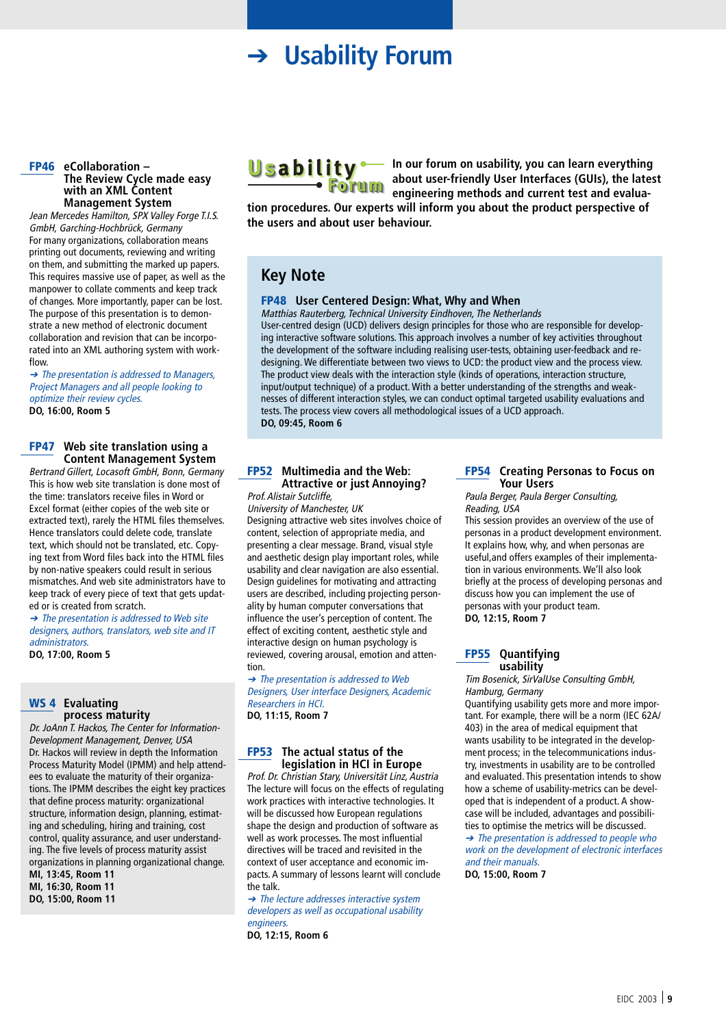# ➔ Usability Forum

## FP46 eCollaboration – The Review Cycle made easy with an XML Content Management System

*Jean Mercedes Hamilton, SPX Valley Forge T.I.S. GmbH, Garching-Hochbrück, Germany*

For many organizations, collaboration means printing out documents, reviewing and writing on them, and submitting the marked up papers. This requires massive use of paper, as well as the manpower to collate comments and keep track of changes. More importantly, paper can be lost. The purpose of this presentation is to demonstrate a new method of electronic document collaboration and revision that can be incorporated into an XML authoring system with workflow.

*➔ The presentation is addressed to Managers, Project Managers and all people looking to optimize their review cycles.*

**DO, 16:00, Room 5**

## FP47 Web site translation using a Content Management System

*Bertrand Gillert, Locasoft GmbH, Bonn, Germany*

This is how web site translation is done most of the time: translators receive files in Word or Excel format (either copies of the web site or extracted text), rarely the HTML files themselves. Hence translators could delete code, translate text, which should not be translated, etc. Copying text from Word files back into the HTML files by non-native speakers could result in serious mismatches. And web site administrators have to keep track of every piece of text that gets updated or is created from scratch.

*➔ The presentation is addressed to Web site designers, authors, translators, web site and IT administrators.*

**DO, 17:00, Room 5**

## WS 4 Evaluating process maturity

*Dr. JoAnn T. Hackos, The Center for Information-Development Management, Denver, USA*

Dr. Hackos will review in depth the Information Process Maturity Model (IPMM) and help attendees to evaluate the maturity of their organizations. The IPMM describes the eight key practices that define process maturity: organizational structure, information design, planning, estimating and scheduling, hiring and training, cost control, quality assurance, and user understanding. The five levels of process maturity assist organizations in planning organizational change.

**MI, 13:45, Room 11**
**MI, 16:30, Room 11**
**DO, 15:00, Room 11**

**In our forum on usability, you can learn everything about user-friendly User Interfaces (GUIs), the latest engineering methods and current test and evaluation procedures. Our experts will inform you about the product perspective of the users and about user behaviour.**

## Key Note

### FP48 User Centered Design: What, Why and When

*Matthias Rauterberg, Technical University Eindhoven, The Netherlands*

User-centred design (UCD) delivers design principles for those who are responsible for developing interactive software solutions. This approach involves a number of key activities throughout the development of the software including realising user-tests, obtaining user-feedback and re-designing. We differentiate between two views to UCD: the product view and the process view. The product view deals with the interaction style (kinds of operations, interaction structure, input/output technique) of a product. With a better understanding of the strengths and weaknesses of different interaction styles, we can conduct optimal targeted usability evaluations and tests. The process view covers all methodological issues of a UCD approach.

**DO, 09:45, Room 6**

## FP52 Multimedia and the Web: Attractive or just Annoying?

*Prof. Alistair Sutcliffe, University of Manchester, UK*

Designing attractive web sites involves choice of content, selection of appropriate media, and presenting a clear message. Brand, visual style and aesthetic design play important roles, while usability and clear navigation are also essential. Design guidelines for motivating and attracting users are described, including projecting personality by human computer conversations that influence the user's perception of content. The effect of exciting content, aesthetic style and interactive design on human psychology is reviewed, covering arousal, emotion and attention.

*➔ The presentation is addressed to Web Designers, User interface Designers, Academic Researchers in HCI.*

**DO, 11:15, Room 7**

## FP53 The actual status of the legislation in HCI in Europe

*Prof. Dr. Christian Stary, Universität Linz, Austria*

The lecture will focus on the effects of regulating work practices with interactive technologies. It will be discussed how European regulations shape the design and production of software as well as work processes. The most influential directives will be traced and revisited in the context of user acceptance and economic impacts. A summary of lessons learnt will conclude the talk.

*➔ The lecture addresses interactive system developers as well as occupational usability engineers.*

**DO, 12:15, Room 6**

## FP54 Creating Personas to Focus on Your Users

*Paula Berger, Paula Berger Consulting, Reading, USA*

This session provides an overview of the use of personas in a product development environment. It explains how, why, and when personas are useful,and offers examples of their implementation in various environments. We'll also look briefly at the process of developing personas and discuss how you can implement the use of personas with your product team.

**DO, 12:15, Room 7**

## FP55 Quantifying usability

*Tim Bosenick, SirValUse Consulting GmbH, Hamburg, Germany*

Quantifying usability gets more and more important. For example, there will be a norm (IEC 62A/403) in the area of medical equipment that wants usability to be integrated in the development process; in the telecommunications industry, investments in usability are to be controlled and evaluated. This presentation intends to show how a scheme of usability-metrics can be developed that is independent of a product. A showcase will be included, advantages and possibilities to optimise the metrics will be discussed.

*➔ The presentation is addressed to people who work on the development of electronic interfaces and their manuals.*

**DO, 15:00, Room 7**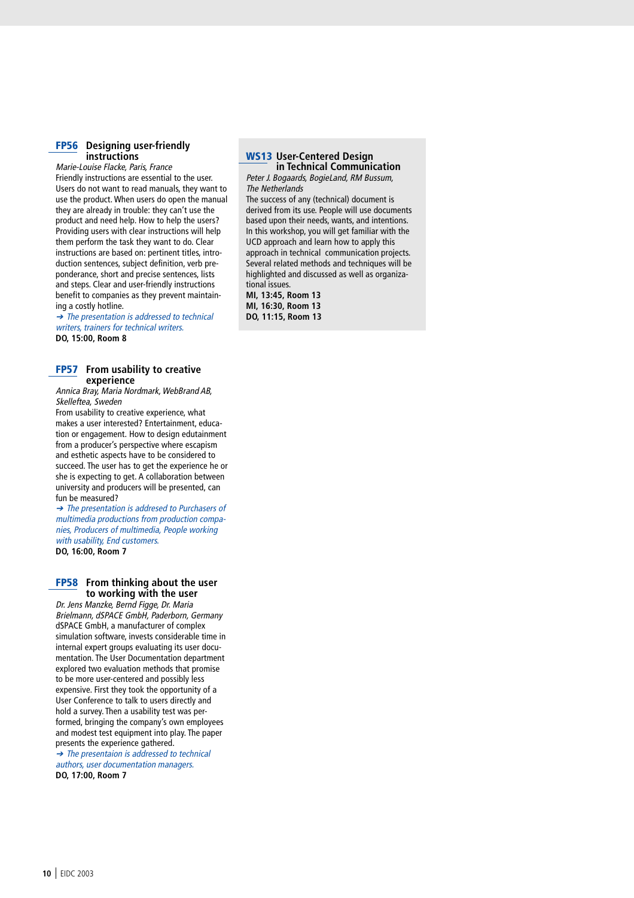## FP56 Designing user-friendly instructions

*Marie-Louise Flacke, Paris, France*

Friendly instructions are essential to the user. Users do not want to read manuals, they want to use the product. When users do open the manual they are already in trouble: they can't use the product and need help. How to help the users? Providing users with clear instructions will help them perform the task they want to do. Clear instructions are based on: pertinent titles, introduction sentences, subject definition, verb preponderance, short and precise sentences, lists and steps. Clear and user-friendly instructions benefit to companies as they prevent maintaining a costly hotline.

➔ *The presentation is addressed to technical writers, trainers for technical writers.*

**DO, 15:00, Room 8**

## FP57 From usability to creative experience

*Annica Bray, Maria Nordmark, WebBrand AB, Skelleftea, Sweden*

From usability to creative experience, what makes a user interested? Entertainment, education or engagement. How to design edutainment from a producer's perspective where escapism and esthetic aspects have to be considered to succeed. The user has to get the experience he or she is expecting to get. A collaboration between university and producers will be presented, can fun be measured?

➔ *The presentation is addresed to Purchasers of multimedia productions from production companies, Producers of multimedia, People working with usability, End customers.*

**DO, 16:00, Room 7**

## FP58 From thinking about the user to working with the user

*Dr. Jens Manzke, Bernd Figge, Dr. Maria Brielmann, dSPACE GmbH, Paderborn, Germany*

dSPACE GmbH, a manufacturer of complex simulation software, invests considerable time in internal expert groups evaluating its user documentation. The User Documentation department explored two evaluation methods that promise to be more user-centered and possibly less expensive. First they took the opportunity of a User Conference to talk to users directly and hold a survey. Then a usability test was performed, bringing the company's own employees and modest test equipment into play. The paper presents the experience gathered.

➔ *The presentaion is addressed to technical authors, user documentation managers.*

**DO, 17:00, Room 7**

## WS13 User-Centered Design in Technical Communication

*Peter J. Bogaards, BogieLand, RM Bussum, The Netherlands*

The success of any (technical) document is derived from its use. People will use documents based upon their needs, wants, and intentions. In this workshop, you will get familiar with the UCD approach and learn how to apply this approach in technical communication projects. Several related methods and techniques will be highlighted and discussed as well as organizational issues.

**MI, 13:45, Room 13**
**MI, 16:30, Room 13**
**DO, 11:15, Room 13**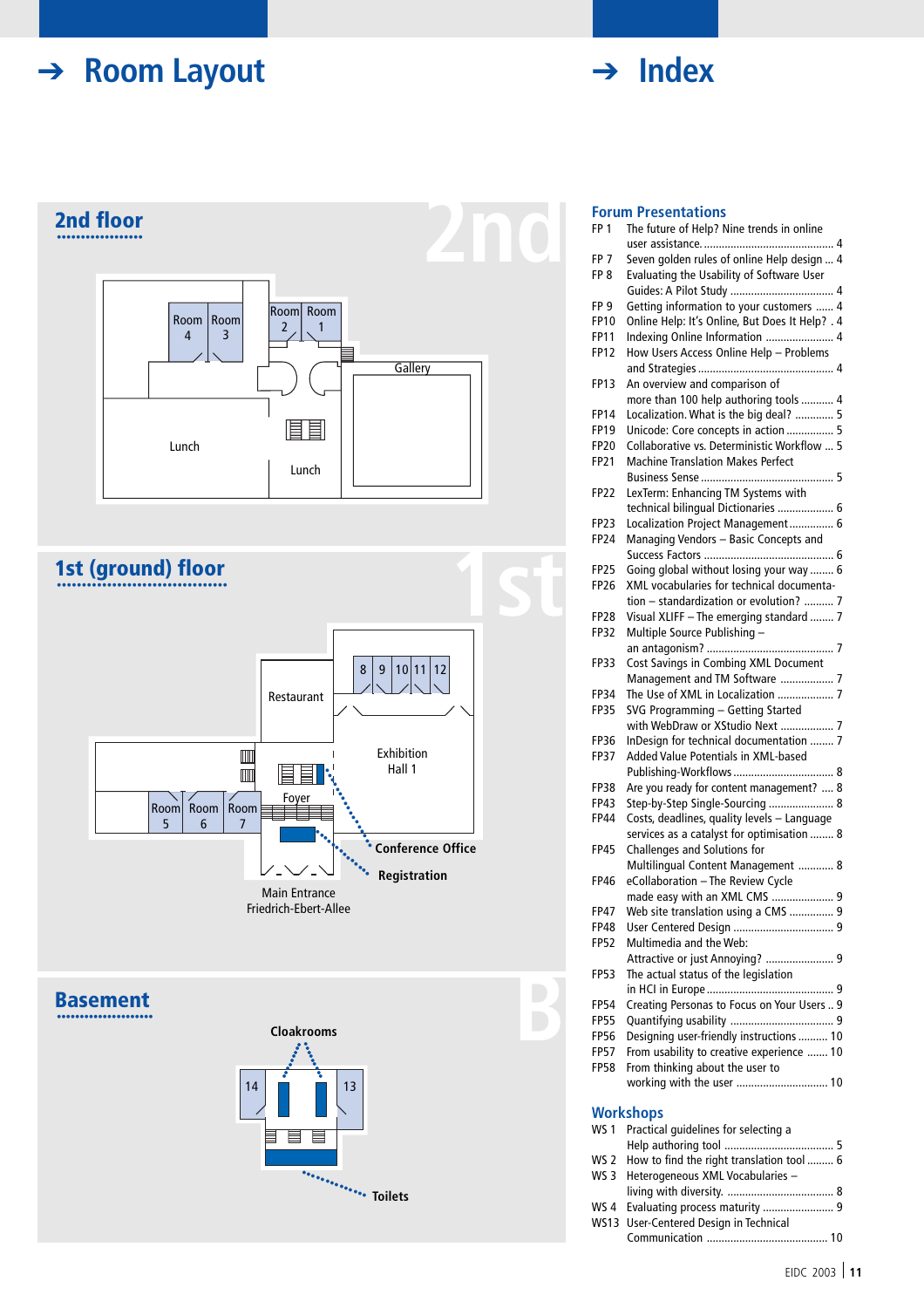# ➔ Room Layout

## 2nd floor

Room 4, Room 3, Room 2, Room 1

Gallery

Lunch

Lunch

## 1st (ground) floor

8, 9, 10, 11, 12

Restaurant

Exhibition Hall 1

Foyer

Room 5, Room 6, Room 7

Conference Office

Registration

Main Entrance
Friedrich-Ebert-Allee

## Basement

Cloakrooms

14, 13

Toilets

# ➔ Index

## Forum Presentations

- FP 1 The future of Help? Nine trends in online user assistance. .......... 4
- FP 7 Seven golden rules of online Help design ... 4
- FP 8 Evaluating the Usability of Software User Guides: A Pilot Study .......... 4
- FP 9 Getting information to your customers ...... 4
- FP10 Online Help: It's Online, But Does It Help? . 4
- FP11 Indexing Online Information .......... 4
- FP12 How Users Access Online Help – Problems and Strategies .......... 4
- FP13 An overview and comparison of more than 100 help authoring tools .......... 4
- FP14 Localization. What is the big deal? .......... 5
- FP19 Unicode: Core concepts in action .......... 5
- FP20 Collaborative vs. Deterministic Workflow ... 5
- FP21 Machine Translation Makes Perfect Business Sense .......... 5
- FP22 LexTerm: Enhancing TM Systems with technical bilingual Dictionaries .......... 6
- FP23 Localization Project Management .......... 6
- FP24 Managing Vendors – Basic Concepts and Success Factors .......... 6
- FP25 Going global without losing your way ........ 6
- FP26 XML vocabularies for technical documentation – standardization or evolution? .......... 7
- FP28 Visual XLIFF – The emerging standard ........ 7
- FP32 Multiple Source Publishing – an antagonism? .......... 7
- FP33 Cost Savings in Combing XML Document Management and TM Software .......... 7
- FP34 The Use of XML in Localization .......... 7
- FP35 SVG Programming – Getting Started with WebDraw or XStudio Next .......... 7
- FP36 InDesign for technical documentation ........ 7
- FP37 Added Value Potentials in XML-based Publishing-Workflows .......... 8
- FP38 Are you ready for content management? .... 8
- FP43 Step-by-Step Single-Sourcing .......... 8
- FP44 Costs, deadlines, quality levels – Language services as a catalyst for optimisation ........ 8
- FP45 Challenges and Solutions for Multilingual Content Management .......... 8
- FP46 eCollaboration – The Review Cycle made easy with an XML CMS .......... 9
- FP47 Web site translation using a CMS .......... 9
- FP48 User Centered Design .......... 9
- FP52 Multimedia and the Web: Attractive or just Annoying? .......... 9
- FP53 The actual status of the legislation in HCI in Europe .......... 9
- FP54 Creating Personas to Focus on Your Users .. 9
- FP55 Quantifying usability .......... 9
- FP56 Designing user-friendly instructions .......... 10
- FP57 From usability to creative experience ....... 10
- FP58 From thinking about the user to working with the user .......... 10

## Workshops

- WS 1 Practical guidelines for selecting a Help authoring tool .......... 5
- WS 2 How to find the right translation tool ......... 6
- WS 3 Heterogeneous XML Vocabularies – living with diversity. .......... 8
- WS 4 Evaluating process maturity .......... 9
- WS13 User-Centered Design in Technical Communication .......... 10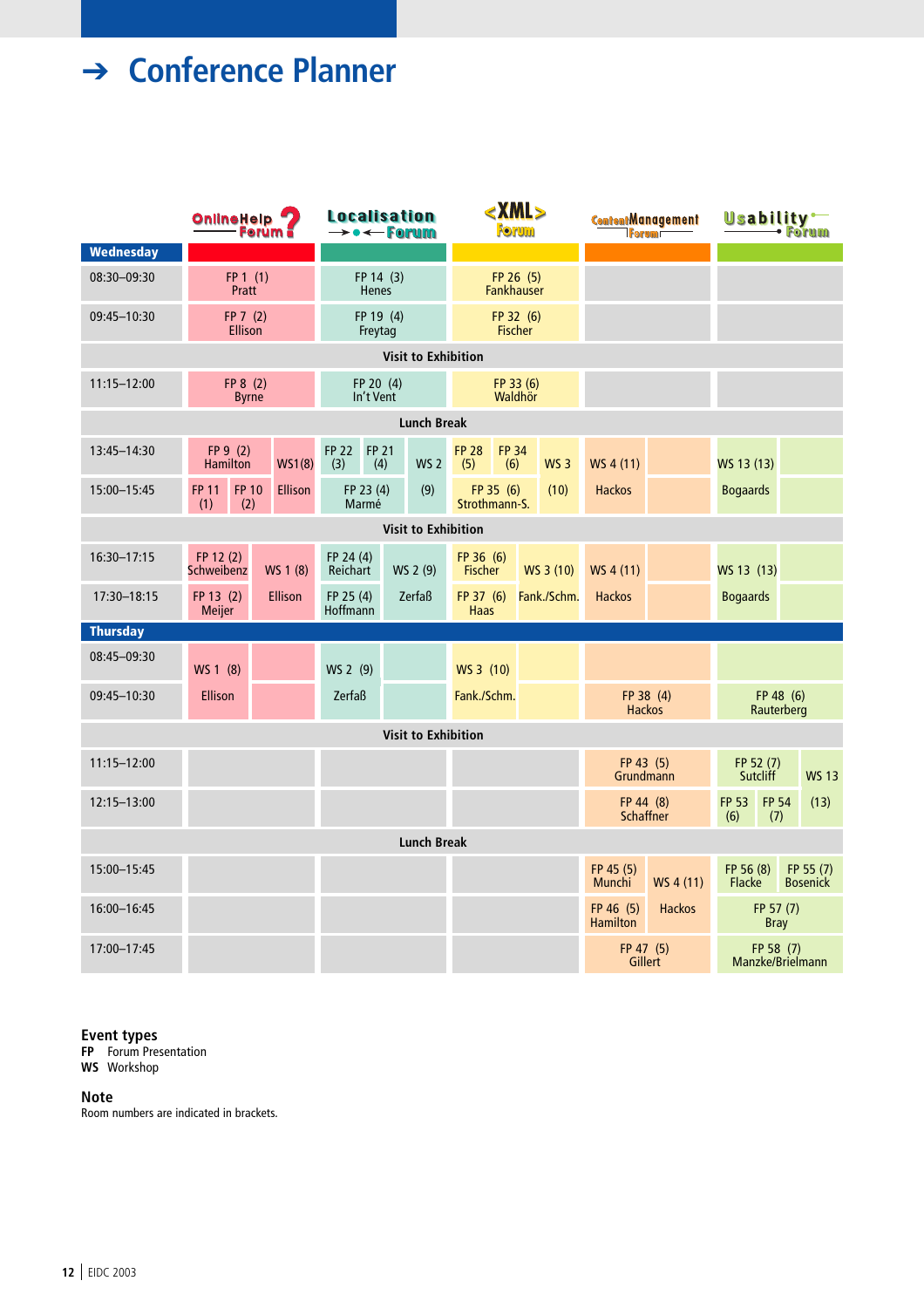# → Conference Planner

| | OnlineHelp Forum | Localisation Forum | XML Forum | ContentManagement Forum | Usability Forum |
|---|---|---|---|---|---|
| **Wednesday** | | | | | |
| 08:30–09:30 | FP 1 (1) Pratt | FP 14 (3) Henes | FP 26 (5) Fankhauser | | |
| 09:45–10:30 | FP 7 (2) Ellison | FP 19 (4) Freytag | FP 32 (6) Fischer | | |
| **Visit to Exhibition** | | | | | |
| 11:15–12:00 | FP 8 (2) Byrne | FP 20 (4) In't Vent | FP 33 (6) Waldhör | | |
| **Lunch Break** | | | | | |
| 13:45–14:30 | FP 9 (2) Hamilton; WS1 (8) Ellison | FP 22 (3); FP 21 (4); WS 2 (9) | FP 28 (5); FP 34 (6); WS 3 (10) | WS 4 (11) Hackos | WS 13 (13) Bogaards |
| 15:00–15:45 | FP 11 (1); FP 10 (2); WS1 (8) Ellison | FP 23 (4) Marmé; WS 2 (9) | FP 35 (6) Strothmann-S.; WS 3 (10) | WS 4 (11) Hackos | WS 13 (13) Bogaards |
| **Visit to Exhibition** | | | | | |
| 16:30–17:15 | FP 12 (2) Schweibenz; WS 1 (8) Ellison | FP 24 (4) Reichart; WS 2 (9) Zerfaß | FP 36 (6) Fischer; WS 3 (10) Fank./Schm. | WS 4 (11) Hackos | WS 13 (13) Bogaards |
| 17:30–18:15 | FP 13 (2) Meijer; WS 1 (8) Ellison | FP 25 (4) Hoffmann; WS 2 (9) Zerfaß | FP 37 (6) Haas; WS 3 (10) Fank./Schm. | WS 4 (11) Hackos | WS 13 (13) Bogaards |
| **Thursday** | | | | | |
| 08:45–09:30 | WS 1 (8) Ellison | WS 2 (9) Zerfaß | WS 3 (10) Fank./Schm. | | |
| 09:45–10:30 | WS 1 (8) Ellison | WS 2 (9) Zerfaß | WS 3 (10) Fank./Schm. | FP 38 (4) Hackos | FP 48 (6) Rauterberg |
| **Visit to Exhibition** | | | | | |
| 11:15–12:00 | | | | FP 43 (5) Grundmann | FP 52 (7) Sutcliff; WS 13 (13) |
| 12:15–13:00 | | | | FP 44 (8) Schaffner | FP 53 (6); FP 54 (7); WS 13 (13) |
| **Lunch Break** | | | | | |
| 15:00–15:45 | | | | FP 45 (5) Munchi; WS 4 (11) Hackos | FP 56 (8) Flacke; FP 55 (7) Bosenick |
| 16:00–16:45 | | | | FP 46 (5) Hamilton; WS 4 (11) Hackos | FP 57 (7) Bray |
| 17:00–17:45 | | | | FP 47 (5) Gillert | FP 58 (7) Manzke/Brielmann |

**Event types**
**FP** Forum Presentation
**WS** Workshop

**Note**
Room numbers are indicated in brackets.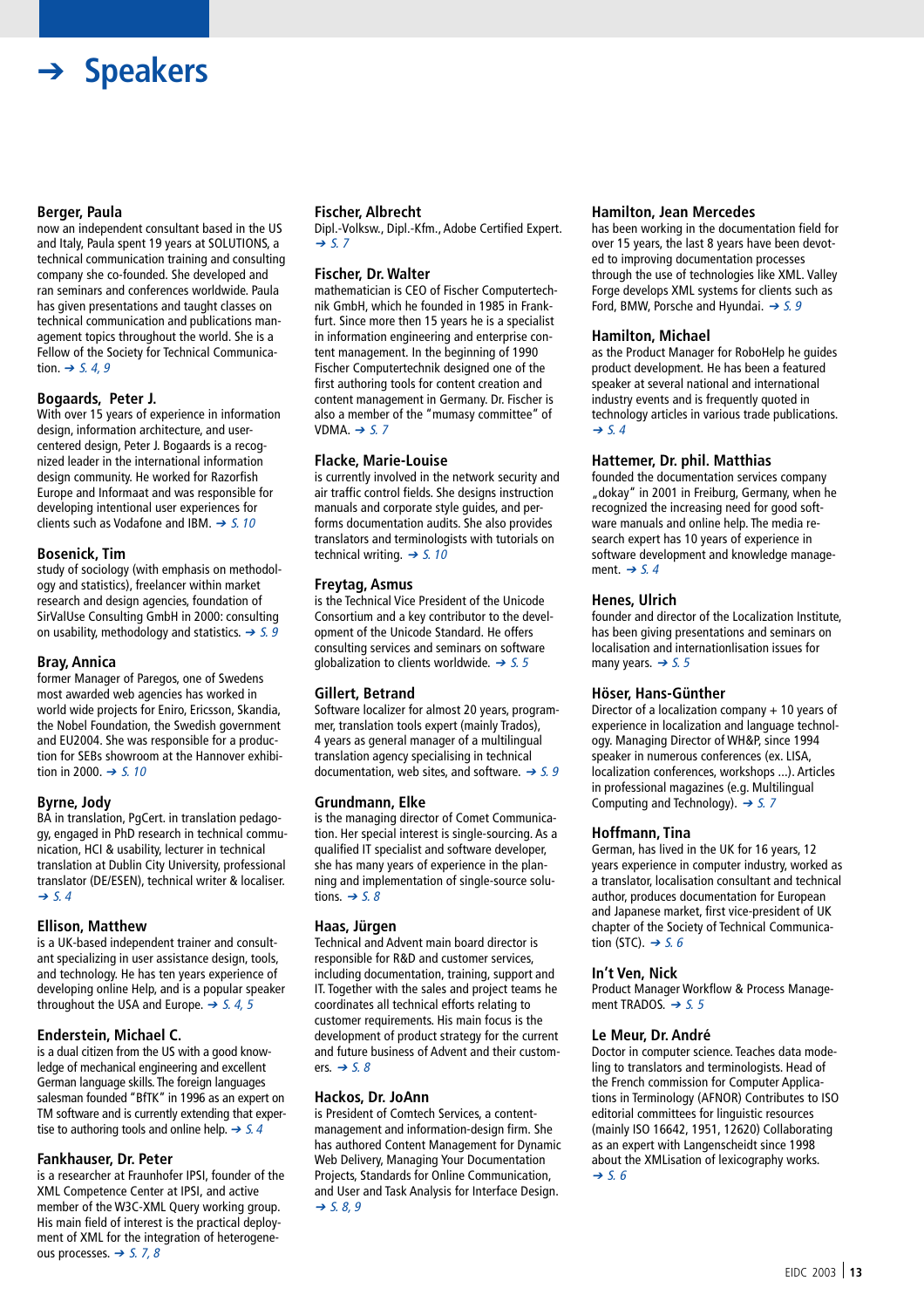# ➔ Speakers

**Berger, Paula**
now an independent consultant based in the US and Italy, Paula spent 19 years at SOLUTIONS, a technical communication training and consulting company she co-founded. She developed and ran seminars and conferences worldwide. Paula has given presentations and taught classes on technical communication and publications management topics throughout the world. She is a Fellow of the Society for Technical Communication. ➔ *S. 4, 9*

**Bogaards, Peter J.**
With over 15 years of experience in information design, information architecture, and user-centered design, Peter J. Bogaards is a recognized leader in the international information design community. He worked for Razorfish Europe and Informaat and was responsible for developing intentional user experiences for clients such as Vodafone and IBM. ➔ *S. 10*

**Bosenick, Tim**
study of sociology (with emphasis on methodology and statistics), freelancer within market research and design agencies, foundation of SirValUse Consulting GmbH in 2000: consulting on usability, methodology and statistics. ➔ *S. 9*

**Bray, Annica**
former Manager of Paregos, one of Swedens most awarded web agencies has worked in world wide projects for Eniro, Ericsson, Skandia, the Nobel Foundation, the Swedish government and EU2004. She was responsible for a production for SEBs showroom at the Hannover exhibition in 2000. ➔ *S. 10*

**Byrne, Jody**
BA in translation, PgCert. in translation pedagogy, engaged in PhD research in technical communication, HCI & usability, lecturer in technical translation at Dublin City University, professional translator (DE/ESEN), technical writer & localiser. ➔ *S. 4*

**Ellison, Matthew**
is a UK-based independent trainer and consultant specializing in user assistance design, tools, and technology. He has ten years experience of developing online Help, and is a popular speaker throughout the USA and Europe. ➔ *S. 4, 5*

**Enderstein, Michael C.**
is a dual citizen from the US with a good knowledge of mechanical engineering and excellent German language skills. The foreign languages salesman founded "BfTK" in 1996 as an expert on TM software and is currently extending that expertise to authoring tools and online help. ➔ *S. 4*

**Fankhauser, Dr. Peter**
is a researcher at Fraunhofer IPSI, founder of the XML Competence Center at IPSI, and active member of the W3C-XML Query working group. His main field of interest is the practical deployment of XML for the integration of heterogeneous processes. ➔ *S. 7, 8*

**Fischer, Albrecht**
Dipl.-Volksw., Dipl.-Kfm., Adobe Certified Expert. ➔ *S. 7*

**Fischer, Dr. Walter**
mathematician is CEO of Fischer Computertechnik GmbH, which he founded in 1985 in Frankfurt. Since more then 15 years he is a specialist in information engineering and enterprise content management. In the beginning of 1990 Fischer Computertechnik designed one of the first authoring tools for content creation and content management in Germany. Dr. Fischer is also a member of the "mumasy committee" of VDMA. ➔ *S. 7*

**Flacke, Marie-Louise**
is currently involved in the network security and air traffic control fields. She designs instruction manuals and corporate style guides, and performs documentation audits. She also provides translators and terminologists with tutorials on technical writing. ➔ *S. 10*

**Freytag, Asmus**
is the Technical Vice President of the Unicode Consortium and a key contributor to the development of the Unicode Standard. He offers consulting services and seminars on software globalization to clients worldwide. ➔ *S. 5*

**Gillert, Betrand**
Software localizer for almost 20 years, programmer, translation tools expert (mainly Trados), 4 years as general manager of a multilingual translation agency specialising in technical documentation, web sites, and software. ➔ *S. 9*

**Grundmann, Elke**
is the managing director of Comet Communication. Her special interest is single-sourcing. As a qualified IT specialist and software developer, she has many years of experience in the planning and implementation of single-source solutions. ➔ *S. 8*

**Haas, Jürgen**
Technical and Advent main board director is responsible for R&D and customer services, including documentation, training, support and IT. Together with the sales and project teams he coordinates all technical efforts relating to customer requirements. His main focus is the development of product strategy for the current and future business of Advent and their customers. ➔ *S. 8*

**Hackos, Dr. JoAnn**
is President of Comtech Services, a content-management and information-design firm. She has authored Content Management for Dynamic Web Delivery, Managing Your Documentation Projects, Standards for Online Communication, and User and Task Analysis for Interface Design. ➔ *S. 8, 9*

**Hamilton, Jean Mercedes**
has been working in the documentation field for over 15 years, the last 8 years have been devoted to improving documentation processes through the use of technologies like XML. Valley Forge develops XML systems for clients such as Ford, BMW, Porsche and Hyundai. ➔ *S. 9*

**Hamilton, Michael**
as the Product Manager for RoboHelp he guides product development. He has been a featured speaker at several national and international industry events and is frequently quoted in technology articles in various trade publications. ➔ *S. 4*

**Hattemer, Dr. phil. Matthias**
founded the documentation services company „dokay" in 2001 in Freiburg, Germany, when he recognized the increasing need for good software manuals and online help. The media research expert has 10 years of experience in software development and knowledge management. ➔ *S. 4*

**Henes, Ulrich**
founder and director of the Localization Institute, has been giving presentations and seminars on localisation and internationlisation issues for many years. ➔ *S. 5*

**Höser, Hans-Günther**
Director of a localization company + 10 years of experience in localization and language technology. Managing Director of WH&P, since 1994 speaker in numerous conferences (ex. LISA, localization conferences, workshops ...). Articles in professional magazines (e.g. Multilingual Computing and Technology). ➔ *S. 7*

**Hoffmann, Tina**
German, has lived in the UK for 16 years, 12 years experience in computer industry, worked as a translator, localisation consultant and technical author, produces documentation for European and Japanese market, first vice-president of UK chapter of the Society of Technical Communication (STC). ➔ *S. 6*

**In't Ven, Nick**
Product Manager Workflow & Process Management TRADOS. ➔ *S. 5*

**Le Meur, Dr. André**
Doctor in computer science. Teaches data modeling to translators and terminologists. Head of the French commission for Computer Applications in Terminology (AFNOR) Contributes to ISO editorial committees for linguistic resources (mainly ISO 16642, 1951, 12620) Collaborating as an expert with Langenscheidt since 1998 about the XMLisation of lexicography works. ➔ *S. 6*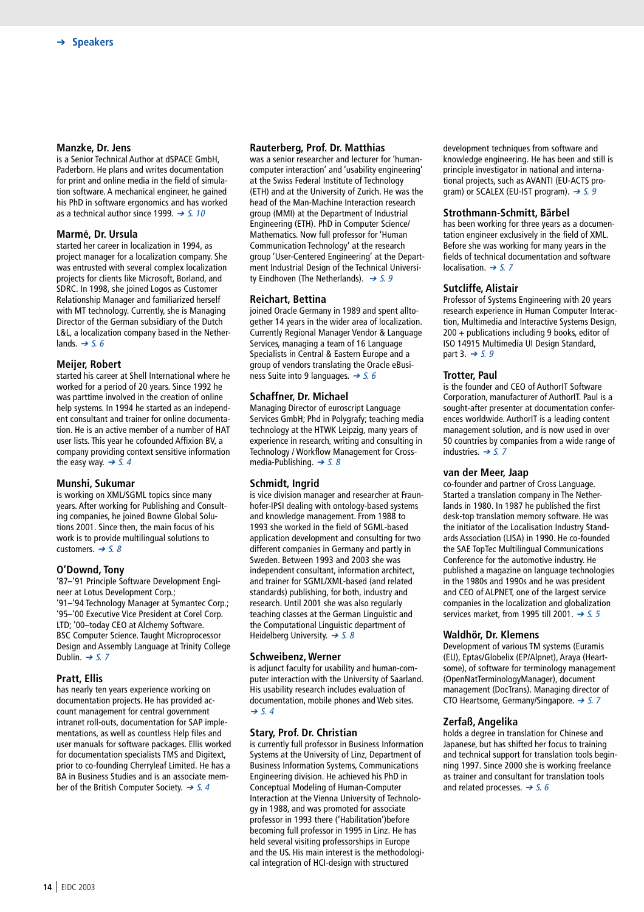## ➔ Speakers

### Manzke, Dr. Jens

is a Senior Technical Author at dSPACE GmbH, Paderborn. He plans and writes documentation for print and online media in the field of simulation software. A mechanical engineer, he gained his PhD in software ergonomics and has worked as a technical author since 1999. ➔ *S. 10*

### Marmé, Dr. Ursula

started her career in localization in 1994, as project manager for a localization company. She was entrusted with several complex localization projects for clients like Microsoft, Borland, and SDRC. In 1998, she joined Logos as Customer Relationship Manager and familiarized herself with MT technology. Currently, she is Managing Director of the German subsidiary of the Dutch L&L, a localization company based in the Netherlands. ➔ *S. 6*

### Meijer, Robert

started his career at Shell International where he worked for a period of 20 years. Since 1992 he was parttime involved in the creation of online help systems. In 1994 he started as an independent consultant and trainer for online documentation. He is an active member of a number of HAT user lists. This year he cofounded Affixion BV, a company providing context sensitive information the easy way. ➔ *S. 4*

### Munshi, Sukumar

is working on XML/SGML topics since many years. After working for Publishing and Consulting companies, he joined Bowne Global Solutions 2001. Since then, the main focus of his work is to provide multilingual solutions to customers. ➔ *S. 8*

### O'Dowd, Tony

'87–'91 Principle Software Development Engineer at Lotus Development Corp.;
'91–'94 Technology Manager at Symantec Corp.;
'95–'00 Executive Vice President at Corel Corp. LTD; '00–today CEO at Alchemy Software.
BSC Computer Science. Taught Microprocessor Design and Assembly Language at Trinity College Dublin. ➔ *S. 7*

### Pratt, Ellis

has nearly ten years experience working on documentation projects. He has provided account management for central government intranet roll-outs, documentation for SAP implementations, as well as countless Help files and user manuals for software packages. Ellis worked for documentation specialists TMS and Digitext, prior to co-founding Cherryleaf Limited. He has a BA in Business Studies and is an associate member of the British Computer Society. ➔ *S. 4*

### Rauterberg, Prof. Dr. Matthias

was a senior researcher and lecturer for 'human-computer interaction' and 'usability engineering' at the Swiss Federal Institute of Technology (ETH) and at the University of Zurich. He was the head of the Man-Machine Interaction research group (MMI) at the Department of Industrial Engineering (ETH). PhD in Computer Science/ Mathematics. Now full professor for 'Human Communication Technology' at the research group 'User-Centered Engineering' at the Department Industrial Design of the Technical University Eindhoven (The Netherlands). ➔ *S. 9*

### Reichart, Bettina

joined Oracle Germany in 1989 and spent alltogether 14 years in the wider area of localization. Currently Regional Manager Vendor & Language Services, managing a team of 16 Language Specialists in Central & Eastern Europe and a group of vendors translating the Oracle eBusiness Suite into 9 languages. ➔ *S. 6*

### Schaffner, Dr. Michael

Managing Director of euroscript Language Services GmbH; Phd in Polygrafy; teaching media technology at the HTWK Leipzig, many years of experience in research, writing and consulting in Technology / Workflow Management for Cross-media-Publishing. ➔ *S. 8*

### Schmidt, Ingrid

is vice division manager and researcher at Fraunhofer-IPSI dealing with ontology-based systems and knowledge management. From 1988 to 1993 she worked in the field of SGML-based application development and consulting for two different companies in Germany and partly in Sweden. Between 1993 and 2003 she was independent consultant, information architect, and trainer for SGML/XML-based (and related standards) publishing, for both, industry and research. Until 2001 she was also regularly teaching classes at the German Linguistic and the Computational Linguistic department of Heidelberg University. ➔ *S. 8*

### Schweibenz, Werner

is adjunct faculty for usability and human-computer interaction with the University of Saarland. His usability research includes evaluation of documentation, mobile phones and Web sites. ➔ *S. 4*

### Stary, Prof. Dr. Christian

is currently full professor in Business Information Systems at the University of Linz, Department of Business Information Systems, Communications Engineering division. He achieved his PhD in Conceptual Modeling of Human-Computer Interaction at the Vienna University of Technology in 1988, and was promoted for associate professor in 1993 there ('Habilitation')before becoming full professor in 1995 in Linz. He has held several visiting professorships in Europe and the US. His main interest is the methodological integration of HCI-design with structured development techniques from software and knowledge engineering. He has been and still is principle investigator in national and international projects, such as AVANTI (EU-ACTS program) or SCALEX (EU-IST program). ➔ *S. 9*

### Strothmann-Schmitt, Bärbel

has been working for three years as a documentation engineer exclusively in the field of XML. Before she was working for many years in the fields of technical documentation and software localisation. ➔ *S. 7*

### Sutcliffe, Alistair

Professor of Systems Engineering with 20 years research experience in Human Computer Interaction, Multimedia and Interactive Systems Design, 200 + publications including 9 books, editor of ISO 14915 Multimedia UI Design Standard, part 3. ➔ *S. 9*

### Trotter, Paul

is the founder and CEO of AuthorIT Software Corporation, manufacturer of AuthorIT. Paul is a sought-after presenter at documentation conferences worldwide. AuthorIT is a leading content management solution, and is now used in over 50 countries by companies from a wide range of industries. ➔ *S. 7*

### van der Meer, Jaap

co-founder and partner of Cross Language. Started a translation company in The Netherlands in 1980. In 1987 he published the first desk-top translation memory software. He was the initiator of the Localisation Industry Standards Association (LISA) in 1990. He co-founded the SAE TopTec Multilingual Communications Conference for the automotive industry. He published a magazine on language technologies in the 1980s and 1990s and he was president and CEO of ALPNET, one of the largest service companies in the localization and globalization services market, from 1995 till 2001. ➔ *S. 5*

### Waldhör, Dr. Klemens

Development of various TM systems (Euramis (EU), Eptas/Globelix (EP/Alpnet), Araya (Heartsome), of software for terminology management (OpenNatTerminologyManager), document management (DocTrans). Managing director of CTO Heartsome, Germany/Singapore. ➔ *S. 7*

### Zerfaß, Angelika

holds a degree in translation for Chinese and Japanese, but has shifted her focus to training and technical support for translation tools beginning 1997. Since 2000 she is working freelance as trainer and consultant for translation tools and related processes. ➔ *S. 6*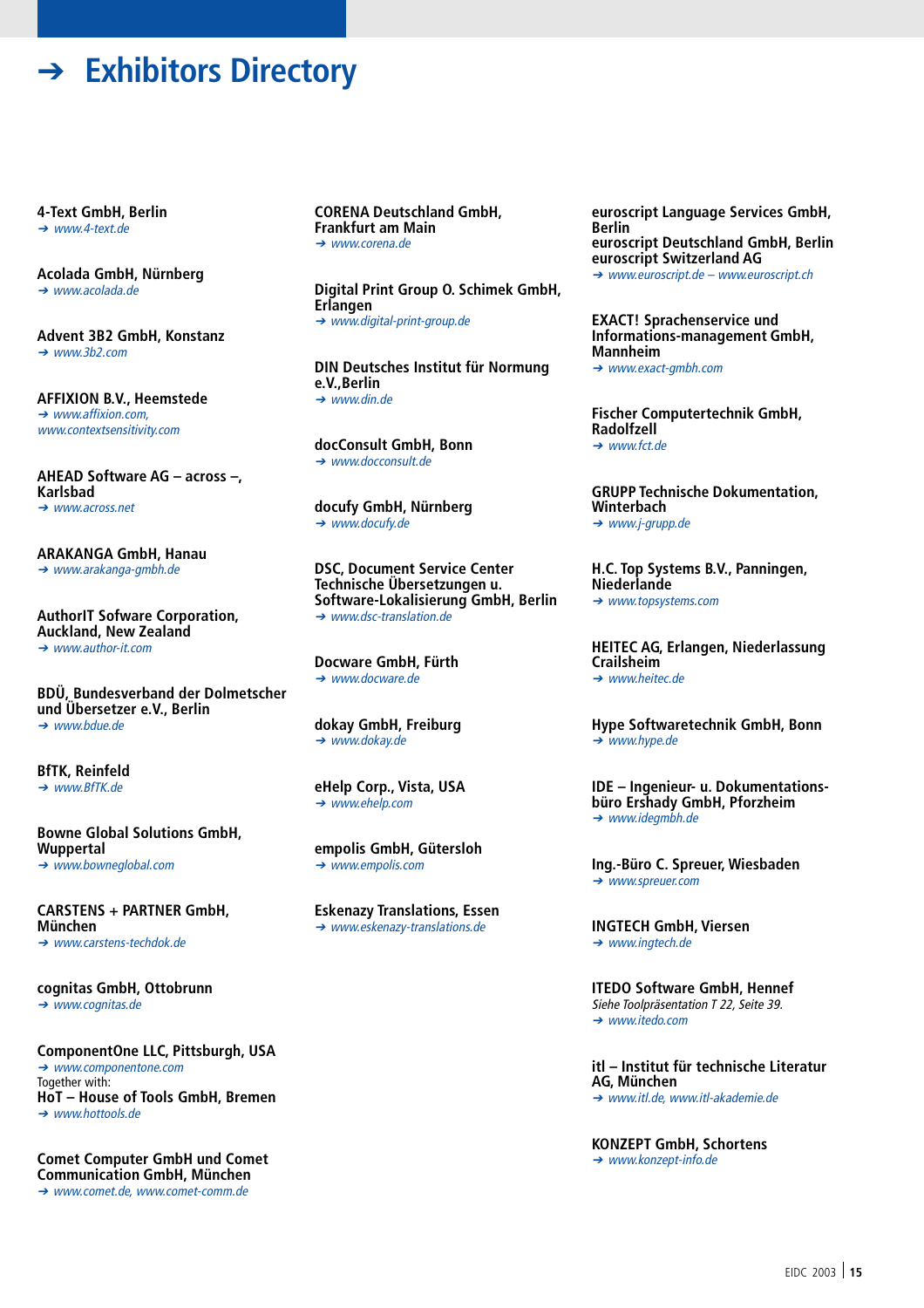# ➔ Exhibitors Directory

**4-Text GmbH, Berlin**
➔ *www.4-text.de*

**Acolada GmbH, Nürnberg**
➔ *www.acolada.de*

**Advent 3B2 GmbH, Konstanz**
➔ *www.3b2.com*

**AFFIXION B.V., Heemstede**
➔ *www.affixion.com, www.contextsensitivity.com*

**AHEAD Software AG – across –, Karlsbad**
➔ *www.across.net*

**ARAKANGA GmbH, Hanau**
➔ *www.arakanga-gmbh.de*

**AuthorIT Sofware Corporation, Auckland, New Zealand**
➔ *www.author-it.com*

**BDÜ, Bundesverband der Dolmetscher und Übersetzer e.V., Berlin**
➔ *www.bdue.de*

**BfTK, Reinfeld**
➔ *www.BfTK.de*

**Bowne Global Solutions GmbH, Wuppertal**
➔ *www.bowneglobal.com*

**CARSTENS + PARTNER GmbH, München**
➔ *www.carstens-techdok.de*

**cognitas GmbH, Ottobrunn**
➔ *www.cognitas.de*

**ComponentOne LLC, Pittsburgh, USA**
➔ *www.componentone.com*
Together with:
**HoT – House of Tools GmbH, Bremen**
➔ *www.hottools.de*

**Comet Computer GmbH und Comet Communication GmbH, München**
➔ *www.comet.de, www.comet-comm.de*

**CORENA Deutschland GmbH, Frankfurt am Main**
➔ *www.corena.de*

**Digital Print Group O. Schimek GmbH, Erlangen**
➔ *www.digital-print-group.de*

**DIN Deutsches Institut für Normung e.V.,Berlin**
➔ *www.din.de*

**docConsult GmbH, Bonn**
➔ *www.docconsult.de*

**docufy GmbH, Nürnberg**
➔ *www.docufy.de*

**DSC, Document Service Center Technische Übersetzungen u. Software-Lokalisierung GmbH, Berlin**
➔ *www.dsc-translation.de*

**Docware GmbH, Fürth**
➔ *www.docware.de*

**dokay GmbH, Freiburg**
➔ *www.dokay.de*

**eHelp Corp., Vista, USA**
➔ *www.ehelp.com*

**empolis GmbH, Gütersloh**
➔ *www.empolis.com*

**Eskenazy Translations, Essen**
➔ *www.eskenazy-translations.de*

**euroscript Language Services GmbH, Berlin**
**euroscript Deutschland GmbH, Berlin**
**euroscript Switzerland AG**
➔ *www.euroscript.de – www.euroscript.ch*

**EXACT! Sprachenservice und Informations-management GmbH, Mannheim**
➔ *www.exact-gmbh.com*

**Fischer Computertechnik GmbH, Radolfzell**
➔ *www.fct.de*

**GRUPP Technische Dokumentation, Winterbach**
➔ *www.j-grupp.de*

**H.C. Top Systems B.V., Panningen, Niederlande**
➔ *www.topsystems.com*

**HEITEC AG, Erlangen, Niederlassung Crailsheim**
➔ *www.heitec.de*

**Hype Softwaretechnik GmbH, Bonn**
➔ *www.hype.de*

**IDE – Ingenieur- u. Dokumentations-büro Ershady GmbH, Pforzheim**
➔ *www.idegmbh.de*

**Ing.-Büro C. Spreuer, Wiesbaden**
➔ *www.spreuer.com*

**INGTECH GmbH, Viersen**
➔ *www.ingtech.de*

**ITEDO Software GmbH, Hennef**
*Siehe Toolpräsentation T 22, Seite 39.*
➔ *www.itedo.com*

**itl – Institut für technische Literatur AG, München**
➔ *www.itl.de, www.itl-akademie.de*

**KONZEPT GmbH, Schortens**
➔ *www.konzept-info.de*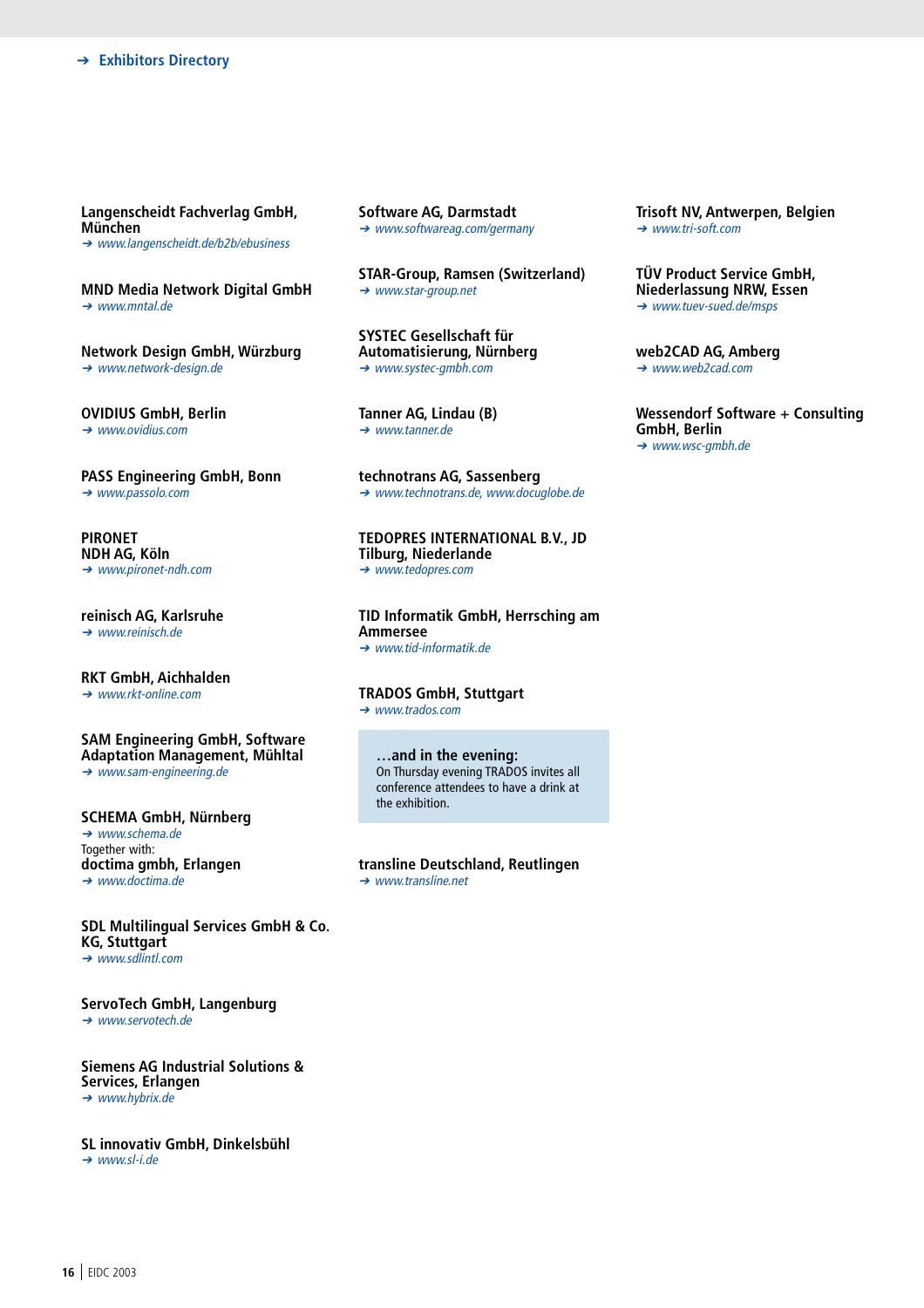## → Exhibitors Directory

**Langenscheidt Fachverlag GmbH, München**
→ *www.langenscheidt.de/b2b/ebusiness*

**MND Media Network Digital GmbH**
→ *www.mntal.de*

**Network Design GmbH, Würzburg**
→ *www.network-design.de*

**OVIDIUS GmbH, Berlin**
→ *www.ovidius.com*

**PASS Engineering GmbH, Bonn**
→ *www.passolo.com*

**PIRONET NDH AG, Köln**
→ *www.pironet-ndh.com*

**reinisch AG, Karlsruhe**
→ *www.reinisch.de*

**RKT GmbH, Aichhalden**
→ *www.rkt-online.com*

**SAM Engineering GmbH, Software Adaptation Management, Mühltal**
→ *www.sam-engineering.de*

**SCHEMA GmbH, Nürnberg**
→ *www.schema.de*
Together with:
**doctima gmbh, Erlangen**
→ *www.doctima.de*

**SDL Multilingual Services GmbH & Co. KG, Stuttgart**
→ *www.sdlintl.com*

**ServoTech GmbH, Langenburg**
→ *www.servotech.de*

**Siemens AG Industrial Solutions & Services, Erlangen**
→ *www.hybrix.de*

**SL innovativ GmbH, Dinkelsbühl**
→ *www.sl-i.de*

**Software AG, Darmstadt**
→ *www.softwareag.com/germany*

**STAR-Group, Ramsen (Switzerland)**
→ *www.star-group.net*

**SYSTEC Gesellschaft für Automatisierung, Nürnberg**
→ *www.systec-gmbh.com*

**Tanner AG, Lindau (B)**
→ *www.tanner.de*

**technotrans AG, Sassenberg**
→ *www.technotrans.de, www.docuglobe.de*

**TEDOPRES INTERNATIONAL B.V., JD Tilburg, Niederlande**
→ *www.tedopres.com*

**TID Informatik GmbH, Herrsching am Ammersee**
→ *www.tid-informatik.de*

**TRADOS GmbH, Stuttgart**
→ *www.trados.com*

> **…and in the evening:**
> On Thursday evening TRADOS invites all conference attendees to have a drink at the exhibition.

**transline Deutschland, Reutlingen**
→ *www.transline.net*

**Trisoft NV, Antwerpen, Belgien**
→ *www.tri-soft.com*

**TÜV Product Service GmbH, Niederlassung NRW, Essen**
→ *www.tuev-sued.de/msps*

**web2CAD AG, Amberg**
→ *www.web2cad.com*

**Wessendorf Software + Consulting GmbH, Berlin**
→ *www.wsc-gmbh.de*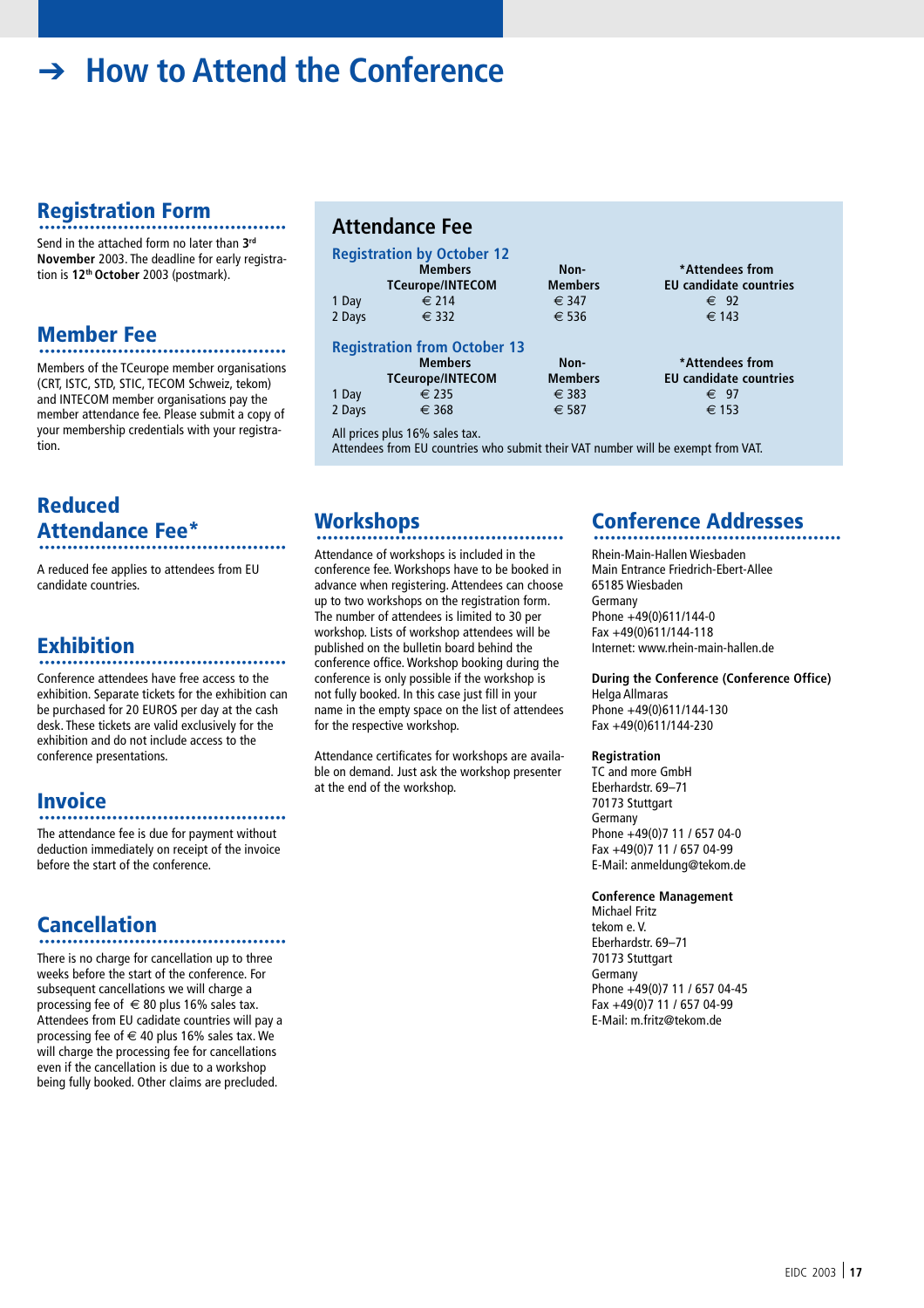# ➔ How to Attend the Conference

## Registration Form

Send in the attached form no later than 3rd **November** 2003. The deadline for early registration is **12th October** 2003 (postmark).

## Member Fee

Members of the TCeurope member organisations (CRT, ISTC, STD, STIC, TECOM Schweiz, tekom) and INTECOM member organisations pay the member attendance fee. Please submit a copy of your membership credentials with your registration.

## Reduced Attendance Fee*

A reduced fee applies to attendees from EU candidate countries.

## Exhibition

Conference attendees have free access to the exhibition. Separate tickets for the exhibition can be purchased for 20 EUROS per day at the cash desk. These tickets are valid exclusively for the exhibition and do not include access to the conference presentations.

## Invoice

The attendance fee is due for payment without deduction immediately on receipt of the invoice before the start of the conference.

## Cancellation

There is no charge for cancellation up to three weeks before the start of the conference. For subsequent cancellations we will charge a processing fee of € 80 plus 16% sales tax. Attendees from EU cadidate countries will pay a processing fee of € 40 plus 16% sales tax. We will charge the processing fee for cancellations even if the cancellation is due to a workshop being fully booked. Other claims are precluded.

## Attendance Fee

### Registration by October 12

| | Members TCeurope/INTECOM | Non-Members | *Attendees from EU candidate countries |
|---|---|---|---|
| 1 Day | € 214 | € 347 | € 92 |
| 2 Days | € 332 | € 536 | € 143 |

### Registration from October 13

| | Members TCeurope/INTECOM | Non-Members | *Attendees from EU candidate countries |
|---|---|---|---|
| 1 Day | € 235 | € 383 | € 97 |
| 2 Days | € 368 | € 587 | € 153 |

All prices plus 16% sales tax.
Attendees from EU countries who submit their VAT number will be exempt from VAT.

## Workshops

Attendance of workshops is included in the conference fee. Workshops have to be booked in advance when registering. Attendees can choose up to two workshops on the registration form. The number of attendees is limited to 30 per workshop. Lists of workshop attendees will be published on the bulletin board behind the conference office. Workshop booking during the conference is only possible if the workshop is not fully booked. In this case just fill in your name in the empty space on the list of attendees for the respective workshop.

Attendance certificates for workshops are available on demand. Just ask the workshop presenter at the end of the workshop.

## Conference Addresses

Rhein-Main-Hallen Wiesbaden
Main Entrance Friedrich-Ebert-Allee
65185 Wiesbaden
Germany
Phone +49(0)611/144-0
Fax +49(0)611/144-118
Internet: www.rhein-main-hallen.de

**During the Conference (Conference Office)**
Helga Allmaras
Phone +49(0)611/144-130
Fax +49(0)611/144-230

**Registration**
TC and more GmbH
Eberhardstr. 69–71
70173 Stuttgart
Germany
Phone +49(0)7 11 / 657 04-0
Fax +49(0)7 11 / 657 04-99
E-Mail: anmeldung@tekom.de

**Conference Management**
Michael Fritz
tekom e. V.
Eberhardstr. 69–71
70173 Stuttgart
Germany
Phone +49(0)7 11 / 657 04-45
Fax +49(0)7 11 / 657 04-99
E-Mail: m.fritz@tekom.de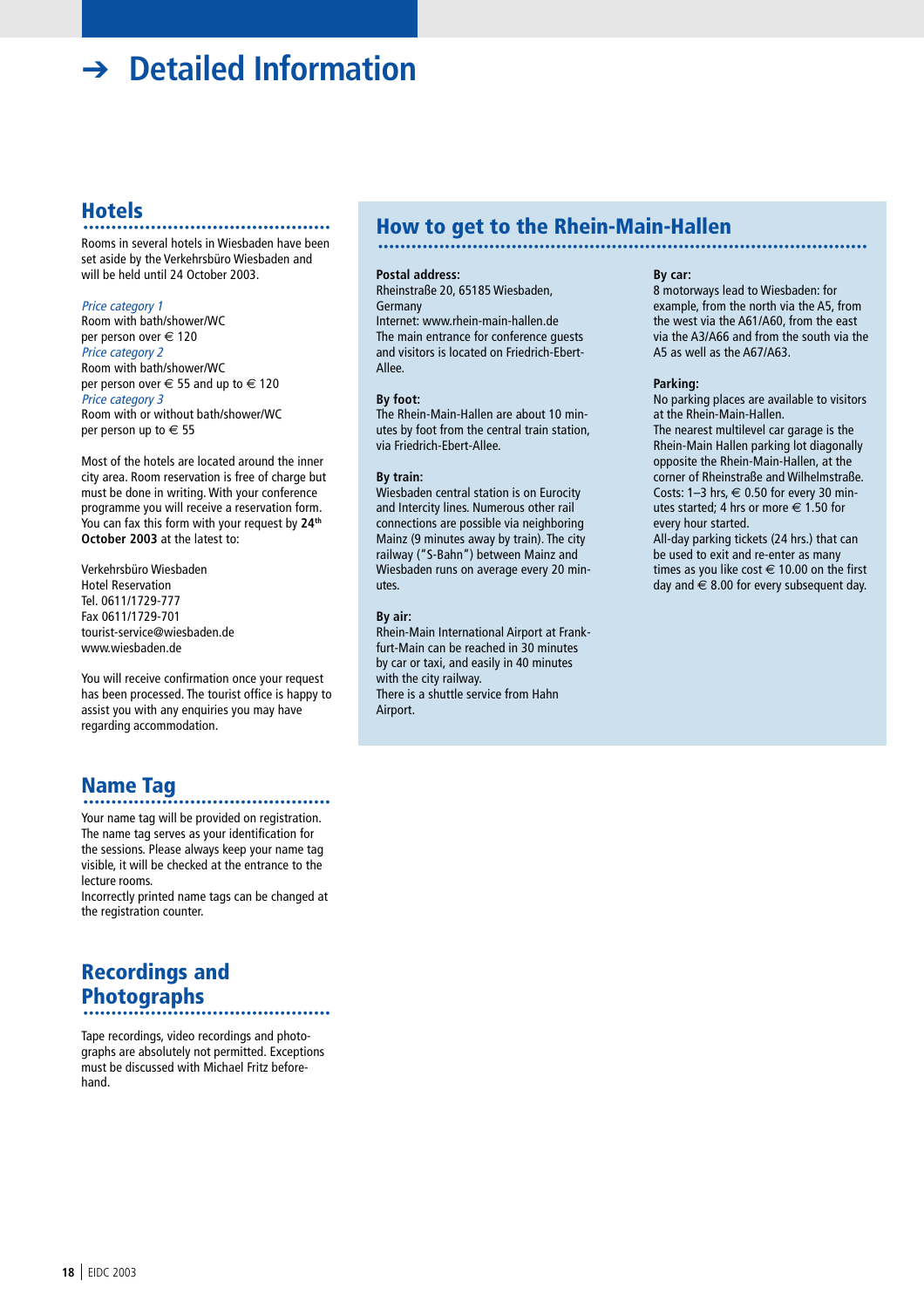# ➔ Detailed Information

## Hotels

Rooms in several hotels in Wiesbaden have been set aside by the Verkehrsbüro Wiesbaden and will be held until 24 October 2003.

*Price category 1*
Room with bath/shower/WC
per person over € 120
*Price category 2*
Room with bath/shower/WC
per person over € 55 and up to € 120
*Price category 3*
Room with or without bath/shower/WC
per person up to € 55

Most of the hotels are located around the inner city area. Room reservation is free of charge but must be done in writing. With your conference programme you will receive a reservation form. You can fax this form with your request by **24th October 2003** at the latest to:

Verkehrsbüro Wiesbaden
Hotel Reservation
Tel. 0611/1729-777
Fax 0611/1729-701
tourist-service@wiesbaden.de
www.wiesbaden.de

You will receive confirmation once your request has been processed. The tourist office is happy to assist you with any enquiries you may have regarding accommodation.

## Name Tag

Your name tag will be provided on registration. The name tag serves as your identification for the sessions. Please always keep your name tag visible, it will be checked at the entrance to the lecture rooms.
Incorrectly printed name tags can be changed at the registration counter.

## Recordings and Photographs

Tape recordings, video recordings and photographs are absolutely not permitted. Exceptions must be discussed with Michael Fritz beforehand.

## How to get to the Rhein-Main-Hallen

**Postal address:**
Rheinstraße 20, 65185 Wiesbaden, Germany
Internet: www.rhein-main-hallen.de
The main entrance for conference guests and visitors is located on Friedrich-Ebert-Allee.

**By foot:**
The Rhein-Main-Hallen are about 10 minutes by foot from the central train station, via Friedrich-Ebert-Allee.

**By train:**
Wiesbaden central station is on Eurocity and Intercity lines. Numerous other rail connections are possible via neighboring Mainz (9 minutes away by train). The city railway ("S-Bahn") between Mainz and Wiesbaden runs on average every 20 minutes.

**By air:**
Rhein-Main International Airport at Frankfurt-Main can be reached in 30 minutes by car or taxi, and easily in 40 minutes with the city railway.
There is a shuttle service from Hahn Airport.

**By car:**
8 motorways lead to Wiesbaden: for example, from the north via the A5, from the west via the A61/A60, from the east via the A3/A66 and from the south via the A5 as well as the A67/A63.

**Parking:**
No parking places are available to visitors at the Rhein-Main-Hallen.
The nearest multilevel car garage is the Rhein-Main Hallen parking lot diagonally opposite the Rhein-Main-Hallen, at the corner of Rheinstraße and Wilhelmstraße.
Costs: 1–3 hrs, € 0.50 for every 30 minutes started; 4 hrs or more € 1.50 for every hour started.
All-day parking tickets (24 hrs.) that can be used to exit and re-enter as many times as you like cost € 10.00 on the first day and € 8.00 for every subsequent day.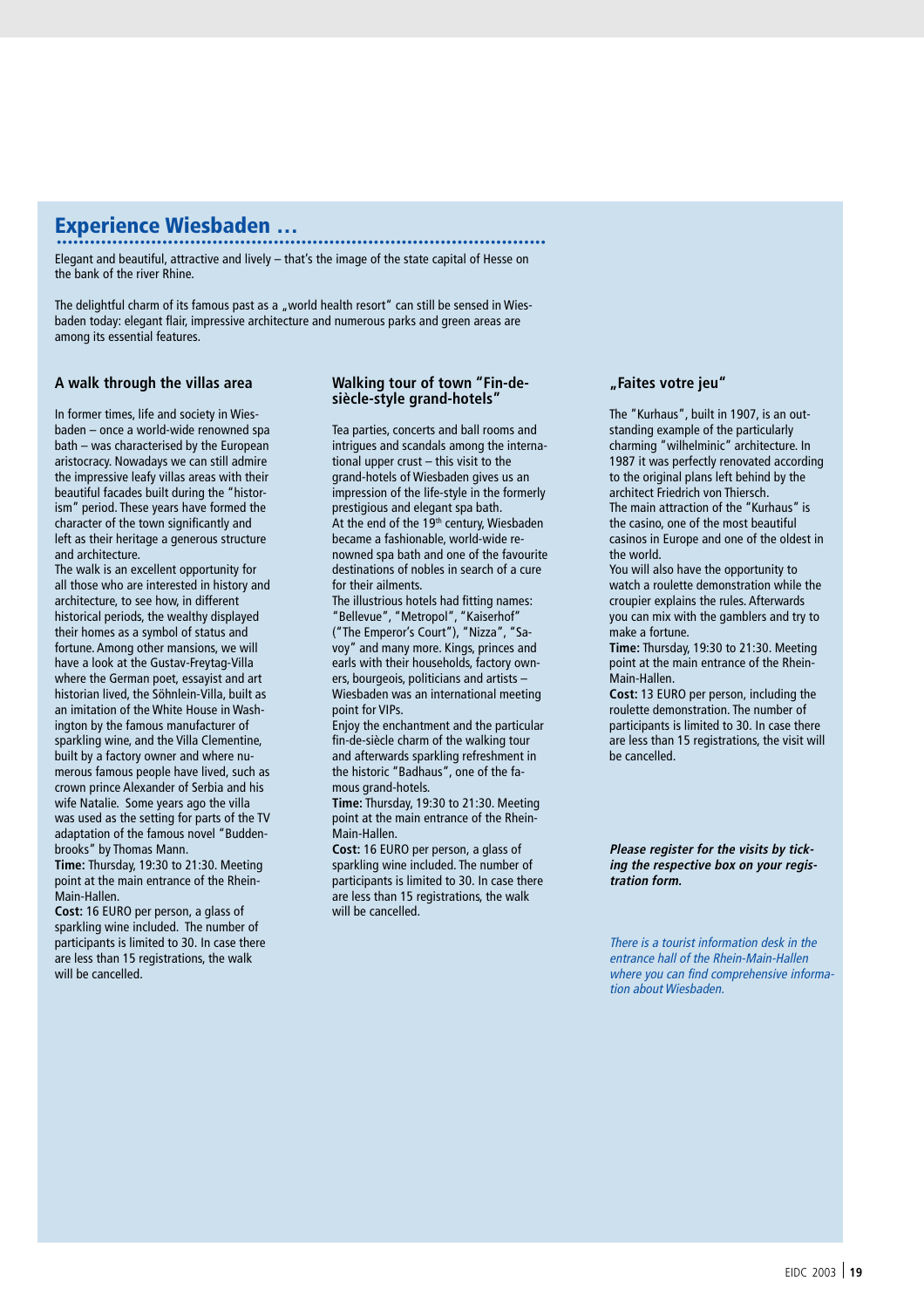## Experience Wiesbaden …

Elegant and beautiful, attractive and lively – that's the image of the state capital of Hesse on the bank of the river Rhine.

The delightful charm of its famous past as a „world health resort" can still be sensed in Wiesbaden today: elegant flair, impressive architecture and numerous parks and green areas are among its essential features.

### A walk through the villas area

In former times, life and society in Wiesbaden – once a world-wide renowned spa bath – was characterised by the European aristocracy. Nowadays we can still admire the impressive leafy villas areas with their beautiful facades built during the "historism" period. These years have formed the character of the town significantly and left as their heritage a generous structure and architecture.

The walk is an excellent opportunity for all those who are interested in history and architecture, to see how, in different historical periods, the wealthy displayed their homes as a symbol of status and fortune. Among other mansions, we will have a look at the Gustav-Freytag-Villa where the German poet, essayist and art historian lived, the Söhnlein-Villa, built as an imitation of the White House in Washington by the famous manufacturer of sparkling wine, and the Villa Clementine, built by a factory owner and where numerous famous people have lived, such as crown prince Alexander of Serbia and his wife Natalie. Some years ago the villa was used as the setting for parts of the TV adaptation of the famous novel "Buddenbrooks" by Thomas Mann.

**Time:** Thursday, 19:30 to 21:30. Meeting point at the main entrance of the Rhein-Main-Hallen.

**Cost:** 16 EURO per person, a glass of sparkling wine included. The number of participants is limited to 30. In case there are less than 15 registrations, the walk will be cancelled.

### Walking tour of town "Fin-de-siècle-style grand-hotels"

Tea parties, concerts and ball rooms and intrigues and scandals among the international upper crust – this visit to the grand-hotels of Wiesbaden gives us an impression of the life-style in the formerly prestigious and elegant spa bath.

At the end of the 19th century, Wiesbaden became a fashionable, world-wide renowned spa bath and one of the favourite destinations of nobles in search of a cure for their ailments.

The illustrious hotels had fitting names: "Bellevue", "Metropol", "Kaiserhof" ("The Emperor's Court"), "Nizza", "Savoy" and many more. Kings, princes and earls with their households, factory owners, bourgeois, politicians and artists – Wiesbaden was an international meeting point for VIPs.

Enjoy the enchantment and the particular fin-de-siècle charm of the walking tour and afterwards sparkling refreshment in the historic "Badhaus", one of the famous grand-hotels.

**Time:** Thursday, 19:30 to 21:30. Meeting point at the main entrance of the Rhein-Main-Hallen.

**Cost:** 16 EURO per person, a glass of sparkling wine included. The number of participants is limited to 30. In case there are less than 15 registrations, the walk will be cancelled.

### „Faites votre jeu"

The "Kurhaus", built in 1907, is an outstanding example of the particularly charming "wilhelminic" architecture. In 1987 it was perfectly renovated according to the original plans left behind by the architect Friedrich von Thiersch.

The main attraction of the "Kurhaus" is the casino, one of the most beautiful casinos in Europe and one of the oldest in the world.

You will also have the opportunity to watch a roulette demonstration while the croupier explains the rules. Afterwards you can mix with the gamblers and try to make a fortune.

**Time:** Thursday, 19:30 to 21:30. Meeting point at the main entrance of the Rhein-Main-Hallen.

**Cost:** 13 EURO per person, including the roulette demonstration. The number of participants is limited to 30. In case there are less than 15 registrations, the visit will be cancelled.

***Please register for the visits by ticking the respective box on your registration form.***

*There is a tourist information desk in the entrance hall of the Rhein-Main-Hallen where you can find comprehensive information about Wiesbaden.*